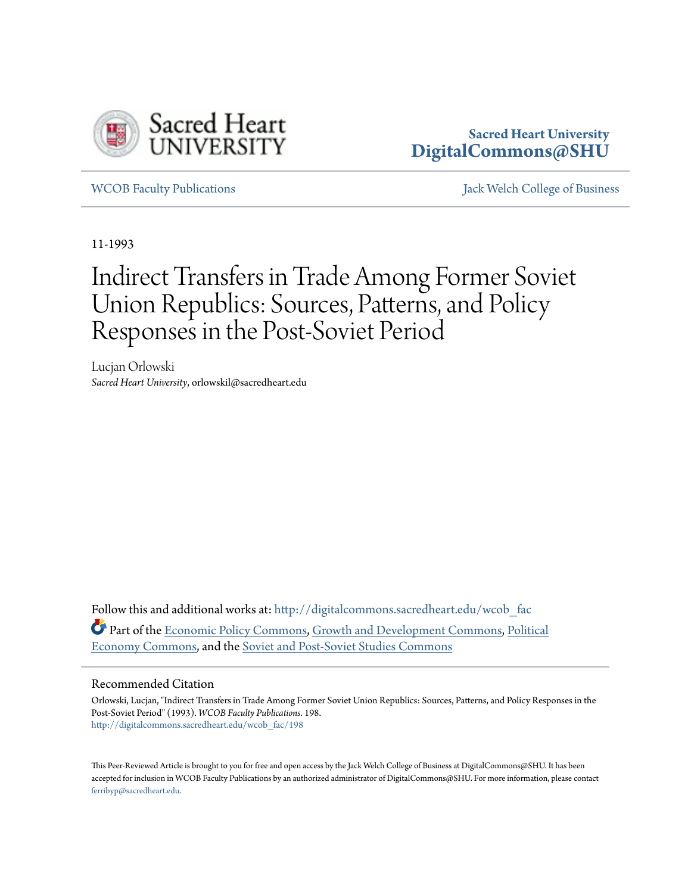Sacred Heart University
UNIVERSITY

**Sacred Heart University**
**DigitalCommons@SHU**

WCOB Faculty Publications | Jack Welch College of Business

11-1993

# Indirect Transfers in Trade Among Former Soviet Union Republics: Sources, Patterns, and Policy Responses in the Post-Soviet Period

Lucjan Orlowski
*Sacred Heart University*, orlowskil@sacredheart.edu

Follow this and additional works at: http://digitalcommons.sacredheart.edu/wcob_fac

Part of the Economic Policy Commons, Growth and Development Commons, Political Economy Commons, and the Soviet and Post-Soviet Studies Commons

## Recommended Citation

Orlowski, Lucjan, "Indirect Transfers in Trade Among Former Soviet Union Republics: Sources, Patterns, and Policy Responses in the Post-Soviet Period" (1993). *WCOB Faculty Publications*. 198.
http://digitalcommons.sacredheart.edu/wcob_fac/198

This Peer-Reviewed Article is brought to you for free and open access by the Jack Welch College of Business at DigitalCommons@SHU. It has been accepted for inclusion in WCOB Faculty Publications by an authorized administrator of DigitalCommons@SHU. For more information, please contact ferribyp@sacredheart.edu.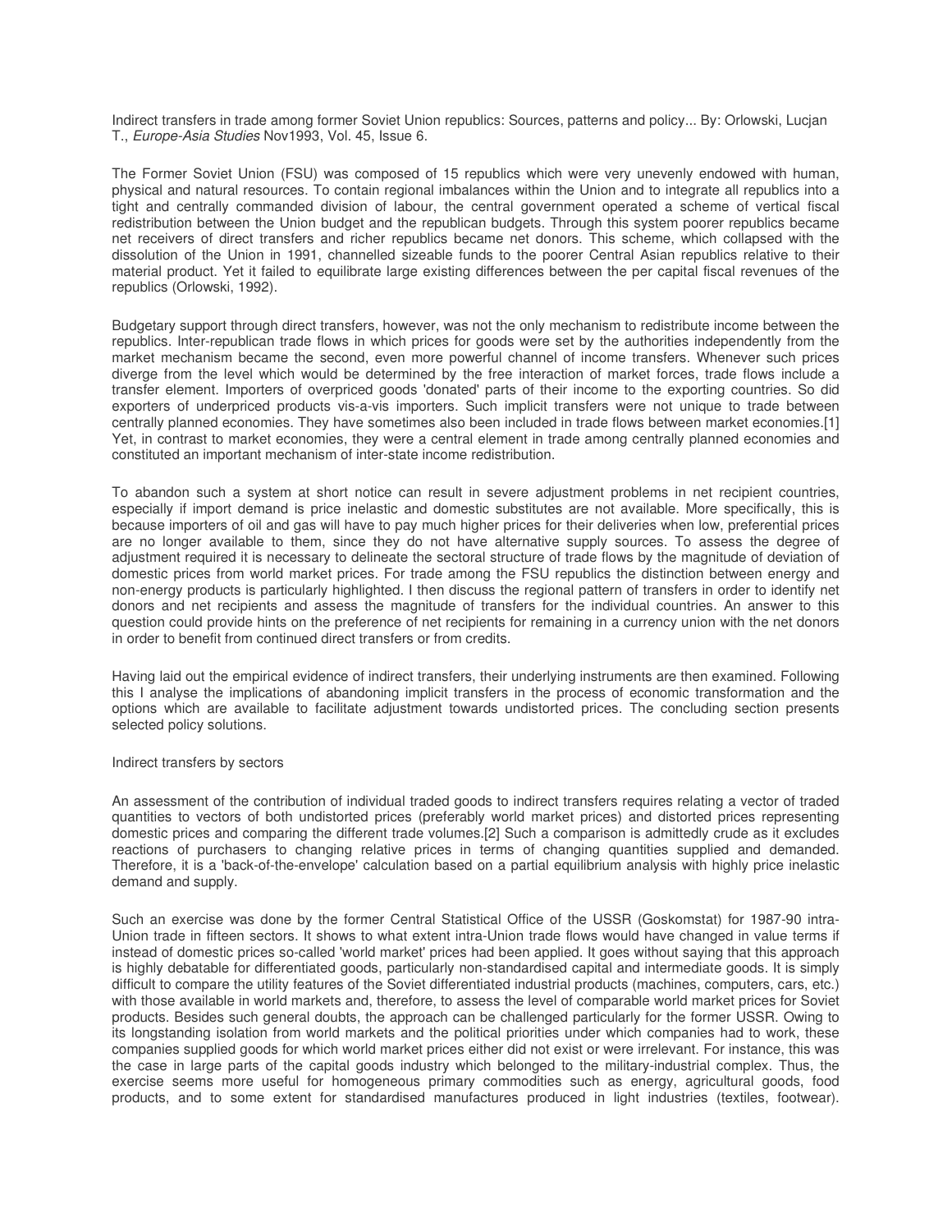Indirect transfers in trade among former Soviet Union republics: Sources, patterns and policy... By: Orlowski, Lucjan T., *Europe-Asia Studies* Nov1993, Vol. 45, Issue 6.

The Former Soviet Union (FSU) was composed of 15 republics which were very unevenly endowed with human, physical and natural resources. To contain regional imbalances within the Union and to integrate all republics into a tight and centrally commanded division of labour, the central government operated a scheme of vertical fiscal redistribution between the Union budget and the republican budgets. Through this system poorer republics became net receivers of direct transfers and richer republics became net donors. This scheme, which collapsed with the dissolution of the Union in 1991, channelled sizeable funds to the poorer Central Asian republics relative to their material product. Yet it failed to equilibrate large existing differences between the per capital fiscal revenues of the republics (Orlowski, 1992).

Budgetary support through direct transfers, however, was not the only mechanism to redistribute income between the republics. Inter-republican trade flows in which prices for goods were set by the authorities independently from the market mechanism became the second, even more powerful channel of income transfers. Whenever such prices diverge from the level which would be determined by the free interaction of market forces, trade flows include a transfer element. Importers of overpriced goods 'donated' parts of their income to the exporting countries. So did exporters of underpriced products vis-a-vis importers. Such implicit transfers were not unique to trade between centrally planned economies. They have sometimes also been included in trade flows between market economies.[1] Yet, in contrast to market economies, they were a central element in trade among centrally planned economies and constituted an important mechanism of inter-state income redistribution.

To abandon such a system at short notice can result in severe adjustment problems in net recipient countries, especially if import demand is price inelastic and domestic substitutes are not available. More specifically, this is because importers of oil and gas will have to pay much higher prices for their deliveries when low, preferential prices are no longer available to them, since they do not have alternative supply sources. To assess the degree of adjustment required it is necessary to delineate the sectoral structure of trade flows by the magnitude of deviation of domestic prices from world market prices. For trade among the FSU republics the distinction between energy and non-energy products is particularly highlighted. I then discuss the regional pattern of transfers in order to identify net donors and net recipients and assess the magnitude of transfers for the individual countries. An answer to this question could provide hints on the preference of net recipients for remaining in a currency union with the net donors in order to benefit from continued direct transfers or from credits.

Having laid out the empirical evidence of indirect transfers, their underlying instruments are then examined. Following this I analyse the implications of abandoning implicit transfers in the process of economic transformation and the options which are available to facilitate adjustment towards undistorted prices. The concluding section presents selected policy solutions.

## Indirect transfers by sectors

An assessment of the contribution of individual traded goods to indirect transfers requires relating a vector of traded quantities to vectors of both undistorted prices (preferably world market prices) and distorted prices representing domestic prices and comparing the different trade volumes.[2] Such a comparison is admittedly crude as it excludes reactions of purchasers to changing relative prices in terms of changing quantities supplied and demanded. Therefore, it is a 'back-of-the-envelope' calculation based on a partial equilibrium analysis with highly price inelastic demand and supply.

Such an exercise was done by the former Central Statistical Office of the USSR (Goskomstat) for 1987-90 intra-Union trade in fifteen sectors. It shows to what extent intra-Union trade flows would have changed in value terms if instead of domestic prices so-called 'world market' prices had been applied. It goes without saying that this approach is highly debatable for differentiated goods, particularly non-standardised capital and intermediate goods. It is simply difficult to compare the utility features of the Soviet differentiated industrial products (machines, computers, cars, etc.) with those available in world markets and, therefore, to assess the level of comparable world market prices for Soviet products. Besides such general doubts, the approach can be challenged particularly for the former USSR. Owing to its longstanding isolation from world markets and the political priorities under which companies had to work, these companies supplied goods for which world market prices either did not exist or were irrelevant. For instance, this was the case in large parts of the capital goods industry which belonged to the military-industrial complex. Thus, the exercise seems more useful for homogeneous primary commodities such as energy, agricultural goods, food products, and to some extent for standardised manufactures produced in light industries (textiles, footwear).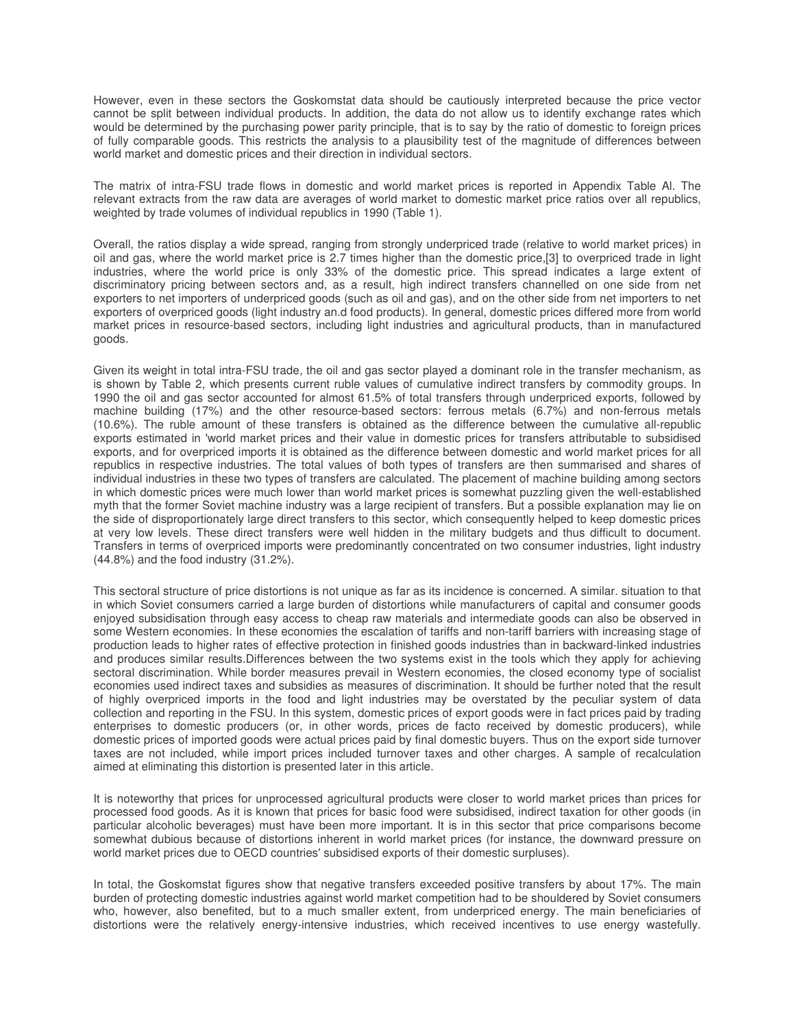However, even in these sectors the Goskomstat data should be cautiously interpreted because the price vector cannot be split between individual products. In addition, the data do not allow us to identify exchange rates which would be determined by the purchasing power parity principle, that is to say by the ratio of domestic to foreign prices of fully comparable goods. This restricts the analysis to a plausibility test of the magnitude of differences between world market and domestic prices and their direction in individual sectors.

The matrix of intra-FSU trade flows in domestic and world market prices is reported in Appendix Table Al. The relevant extracts from the raw data are averages of world market to domestic market price ratios over all republics, weighted by trade volumes of individual republics in 1990 (Table 1).

Overall, the ratios display a wide spread, ranging from strongly underpriced trade (relative to world market prices) in oil and gas, where the world market price is 2.7 times higher than the domestic price,[3] to overpriced trade in light industries, where the world price is only 33% of the domestic price. This spread indicates a large extent of discriminatory pricing between sectors and, as a result, high indirect transfers channelled on one side from net exporters to net importers of underpriced goods (such as oil and gas), and on the other side from net importers to net exporters of overpriced goods (light industry an.d food products). In general, domestic prices differed more from world market prices in resource-based sectors, including light industries and agricultural products, than in manufactured goods.

Given its weight in total intra-FSU trade, the oil and gas sector played a dominant role in the transfer mechanism, as is shown by Table 2, which presents current ruble values of cumulative indirect transfers by commodity groups. In 1990 the oil and gas sector accounted for almost 61.5% of total transfers through underpriced exports, followed by machine building (17%) and the other resource-based sectors: ferrous metals (6.7%) and non-ferrous metals (10.6%). The ruble amount of these transfers is obtained as the difference between the cumulative all-republic exports estimated in 'world market prices and their value in domestic prices for transfers attributable to subsidised exports, and for overpriced imports it is obtained as the difference between domestic and world market prices for all republics in respective industries. The total values of both types of transfers are then summarised and shares of individual industries in these two types of transfers are calculated. The placement of machine building among sectors in which domestic prices were much lower than world market prices is somewhat puzzling given the well-established myth that the former Soviet machine industry was a large recipient of transfers. But a possible explanation may lie on the side of disproportionately large direct transfers to this sector, which consequently helped to keep domestic prices at very low levels. These direct transfers were well hidden in the military budgets and thus difficult to document. Transfers in terms of overpriced imports were predominantly concentrated on two consumer industries, light industry (44.8%) and the food industry (31.2%).

This sectoral structure of price distortions is not unique as far as its incidence is concerned. A similar. situation to that in which Soviet consumers carried a large burden of distortions while manufacturers of capital and consumer goods enjoyed subsidisation through easy access to cheap raw materials and intermediate goods can also be observed in some Western economies. In these economies the escalation of tariffs and non-tariff barriers with increasing stage of production leads to higher rates of effective protection in finished goods industries than in backward-linked industries and produces similar results.Differences between the two systems exist in the tools which they apply for achieving sectoral discrimination. While border measures prevail in Western economies, the closed economy type of socialist economies used indirect taxes and subsidies as measures of discrimination. It should be further noted that the result of highly overpriced imports in the food and light industries may be overstated by the peculiar system of data collection and reporting in the FSU. In this system, domestic prices of export goods were in fact prices paid by trading enterprises to domestic producers (or, in other words, prices de facto received by domestic producers), while domestic prices of imported goods were actual prices paid by final domestic buyers. Thus on the export side turnover taxes are not included, while import prices included turnover taxes and other charges. A sample of recalculation aimed at eliminating this distortion is presented later in this article.

It is noteworthy that prices for unprocessed agricultural products were closer to world market prices than prices for processed food goods. As it is known that prices for basic food were subsidised, indirect taxation for other goods (in particular alcoholic beverages) must have been more important. It is in this sector that price comparisons become somewhat dubious because of distortions inherent in world market prices (for instance, the downward pressure on world market prices due to OECD countries' subsidised exports of their domestic surpluses).

In total, the Goskomstat figures show that negative transfers exceeded positive transfers by about 17%. The main burden of protecting domestic industries against world market competition had to be shouldered by Soviet consumers who, however, also benefited, but to a much smaller extent, from underpriced energy. The main beneficiaries of distortions were the relatively energy-intensive industries, which received incentives to use energy wastefully.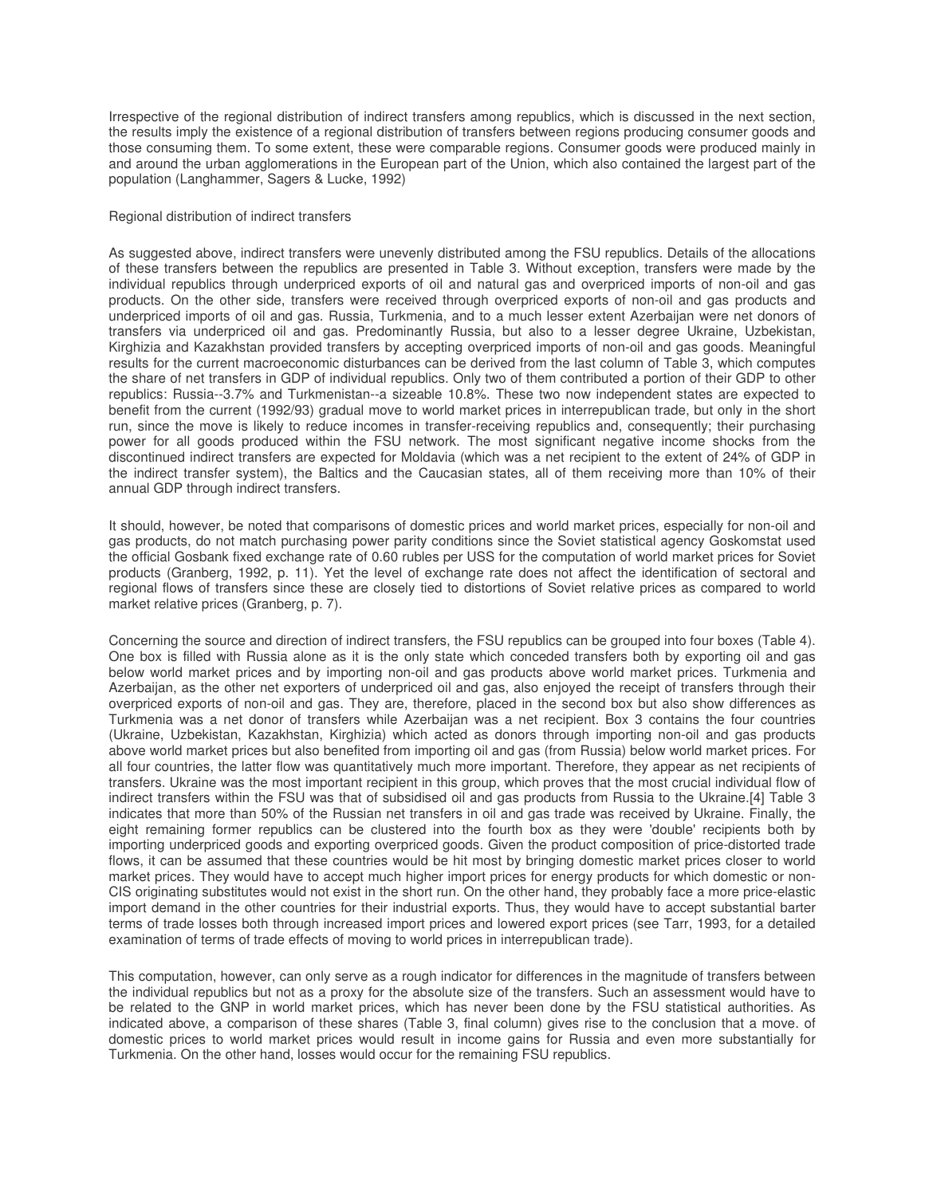Irrespective of the regional distribution of indirect transfers among republics, which is discussed in the next section, the results imply the existence of a regional distribution of transfers between regions producing consumer goods and those consuming them. To some extent, these were comparable regions. Consumer goods were produced mainly in and around the urban agglomerations in the European part of the Union, which also contained the largest part of the population (Langhammer, Sagers & Lucke, 1992)

## Regional distribution of indirect transfers

As suggested above, indirect transfers were unevenly distributed among the FSU republics. Details of the allocations of these transfers between the republics are presented in Table 3. Without exception, transfers were made by the individual republics through underpriced exports of oil and natural gas and overpriced imports of non-oil and gas products. On the other side, transfers were received through overpriced exports of non-oil and gas products and underpriced imports of oil and gas. Russia, Turkmenia, and to a much lesser extent Azerbaijan were net donors of transfers via underpriced oil and gas. Predominantly Russia, but also to a lesser degree Ukraine, Uzbekistan, Kirghizia and Kazakhstan provided transfers by accepting overpriced imports of non-oil and gas goods. Meaningful results for the current macroeconomic disturbances can be derived from the last column of Table 3, which computes the share of net transfers in GDP of individual republics. Only two of them contributed a portion of their GDP to other republics: Russia--3.7% and Turkmenistan--a sizeable 10.8%. These two now independent states are expected to benefit from the current (1992/93) gradual move to world market prices in interrepublican trade, but only in the short run, since the move is likely to reduce incomes in transfer-receiving republics and, consequently; their purchasing power for all goods produced within the FSU network. The most significant negative income shocks from the discontinued indirect transfers are expected for Moldavia (which was a net recipient to the extent of 24% of GDP in the indirect transfer system), the Baltics and the Caucasian states, all of them receiving more than 10% of their annual GDP through indirect transfers.

It should, however, be noted that comparisons of domestic prices and world market prices, especially for non-oil and gas products, do not match purchasing power parity conditions since the Soviet statistical agency Goskomstat used the official Gosbank fixed exchange rate of 0.60 rubles per US$ for the computation of world market prices for Soviet products (Granberg, 1992, p. 11). Yet the level of exchange rate does not affect the identification of sectoral and regional flows of transfers since these are closely tied to distortions of Soviet relative prices as compared to world market relative prices (Granberg, p. 7).

Concerning the source and direction of indirect transfers, the FSU republics can be grouped into four boxes (Table 4). One box is filled with Russia alone as it is the only state which conceded transfers both by exporting oil and gas below world market prices and by importing non-oil and gas products above world market prices. Turkmenia and Azerbaijan, as the other net exporters of underpriced oil and gas, also enjoyed the receipt of transfers through their overpriced exports of non-oil and gas. They are, therefore, placed in the second box but also show differences as Turkmenia was a net donor of transfers while Azerbaijan was a net recipient. Box 3 contains the four countries (Ukraine, Uzbekistan, Kazakhstan, Kirghizia) which acted as donors through importing non-oil and gas products above world market prices but also benefited from importing oil and gas (from Russia) below world market prices. For all four countries, the latter flow was quantitatively much more important. Therefore, they appear as net recipients of transfers. Ukraine was the most important recipient in this group, which proves that the most crucial individual flow of indirect transfers within the FSU was that of subsidised oil and gas products from Russia to the Ukraine.[4] Table 3 indicates that more than 50% of the Russian net transfers in oil and gas trade was received by Ukraine. Finally, the eight remaining former republics can be clustered into the fourth box as they were 'double' recipients both by importing underpriced goods and exporting overpriced goods. Given the product composition of price-distorted trade flows, it can be assumed that these countries would be hit most by bringing domestic market prices closer to world market prices. They would have to accept much higher import prices for energy products for which domestic or non-CIS originating substitutes would not exist in the short run. On the other hand, they probably face a more price-elastic import demand in the other countries for their industrial exports. Thus, they would have to accept substantial barter terms of trade losses both through increased import prices and lowered export prices (see Tarr, 1993, for a detailed examination of terms of trade effects of moving to world prices in interrepublican trade).

This computation, however, can only serve as a rough indicator for differences in the magnitude of transfers between the individual republics but not as a proxy for the absolute size of the transfers. Such an assessment would have to be related to the GNP in world market prices, which has never been done by the FSU statistical authorities. As indicated above, a comparison of these shares (Table 3, final column) gives rise to the conclusion that a move. of domestic prices to world market prices would result in income gains for Russia and even more substantially for Turkmenia. On the other hand, losses would occur for the remaining FSU republics.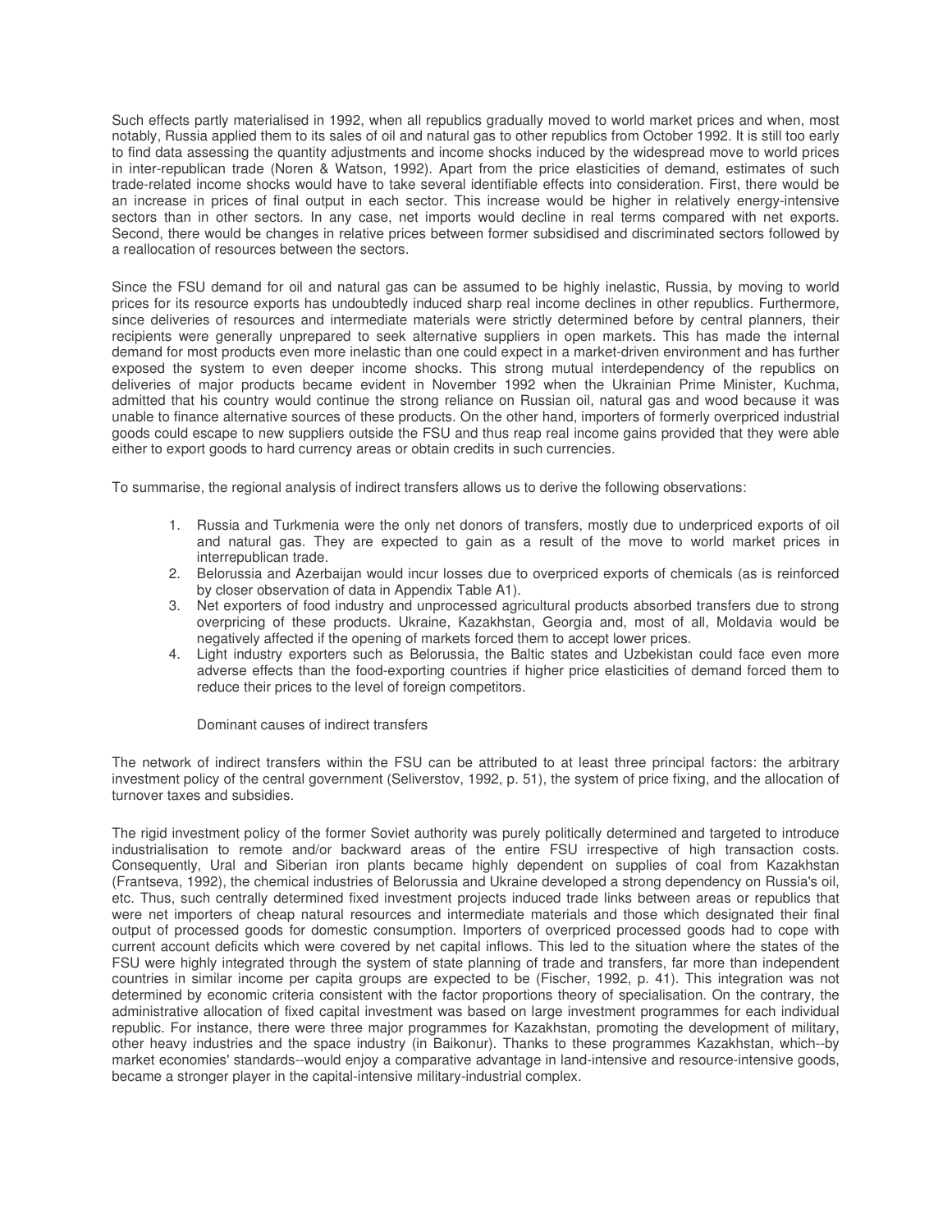Such effects partly materialised in 1992, when all republics gradually moved to world market prices and when, most notably, Russia applied them to its sales of oil and natural gas to other republics from October 1992. It is still too early to find data assessing the quantity adjustments and income shocks induced by the widespread move to world prices in inter-republican trade (Noren & Watson, 1992). Apart from the price elasticities of demand, estimates of such trade-related income shocks would have to take several identifiable effects into consideration. First, there would be an increase in prices of final output in each sector. This increase would be higher in relatively energy-intensive sectors than in other sectors. In any case, net imports would decline in real terms compared with net exports. Second, there would be changes in relative prices between former subsidised and discriminated sectors followed by a reallocation of resources between the sectors.

Since the FSU demand for oil and natural gas can be assumed to be highly inelastic, Russia, by moving to world prices for its resource exports has undoubtedly induced sharp real income declines in other republics. Furthermore, since deliveries of resources and intermediate materials were strictly determined before by central planners, their recipients were generally unprepared to seek alternative suppliers in open markets. This has made the internal demand for most products even more inelastic than one could expect in a market-driven environment and has further exposed the system to even deeper income shocks. This strong mutual interdependency of the republics on deliveries of major products became evident in November 1992 when the Ukrainian Prime Minister, Kuchma, admitted that his country would continue the strong reliance on Russian oil, natural gas and wood because it was unable to finance alternative sources of these products. On the other hand, importers of formerly overpriced industrial goods could escape to new suppliers outside the FSU and thus reap real income gains provided that they were able either to export goods to hard currency areas or obtain credits in such currencies.

To summarise, the regional analysis of indirect transfers allows us to derive the following observations:

1. Russia and Turkmenia were the only net donors of transfers, mostly due to underpriced exports of oil and natural gas. They are expected to gain as a result of the move to world market prices in interrepublican trade.
2. Belorussia and Azerbaijan would incur losses due to overpriced exports of chemicals (as is reinforced by closer observation of data in Appendix Table A1).
3. Net exporters of food industry and unprocessed agricultural products absorbed transfers due to strong overpricing of these products. Ukraine, Kazakhstan, Georgia and, most of all, Moldavia would be negatively affected if the opening of markets forced them to accept lower prices.
4. Light industry exporters such as Belorussia, the Baltic states and Uzbekistan could face even more adverse effects than the food-exporting countries if higher price elasticities of demand forced them to reduce their prices to the level of foreign competitors.

## Dominant causes of indirect transfers

The network of indirect transfers within the FSU can be attributed to at least three principal factors: the arbitrary investment policy of the central government (Seliverstov, 1992, p. 51), the system of price fixing, and the allocation of turnover taxes and subsidies.

The rigid investment policy of the former Soviet authority was purely politically determined and targeted to introduce industrialisation to remote and/or backward areas of the entire FSU irrespective of high transaction costs. Consequently, Ural and Siberian iron plants became highly dependent on supplies of coal from Kazakhstan (Frantseva, 1992), the chemical industries of Belorussia and Ukraine developed a strong dependency on Russia's oil, etc. Thus, such centrally determined fixed investment projects induced trade links between areas or republics that were net importers of cheap natural resources and intermediate materials and those which designated their final output of processed goods for domestic consumption. Importers of overpriced processed goods had to cope with current account deficits which were covered by net capital inflows. This led to the situation where the states of the FSU were highly integrated through the system of state planning of trade and transfers, far more than independent countries in similar income per capita groups are expected to be (Fischer, 1992, p. 41). This integration was not determined by economic criteria consistent with the factor proportions theory of specialisation. On the contrary, the administrative allocation of fixed capital investment was based on large investment programmes for each individual republic. For instance, there were three major programmes for Kazakhstan, promoting the development of military, other heavy industries and the space industry (in Baikonur). Thanks to these programmes Kazakhstan, which--by market economies' standards--would enjoy a comparative advantage in land-intensive and resource-intensive goods, became a stronger player in the capital-intensive military-industrial complex.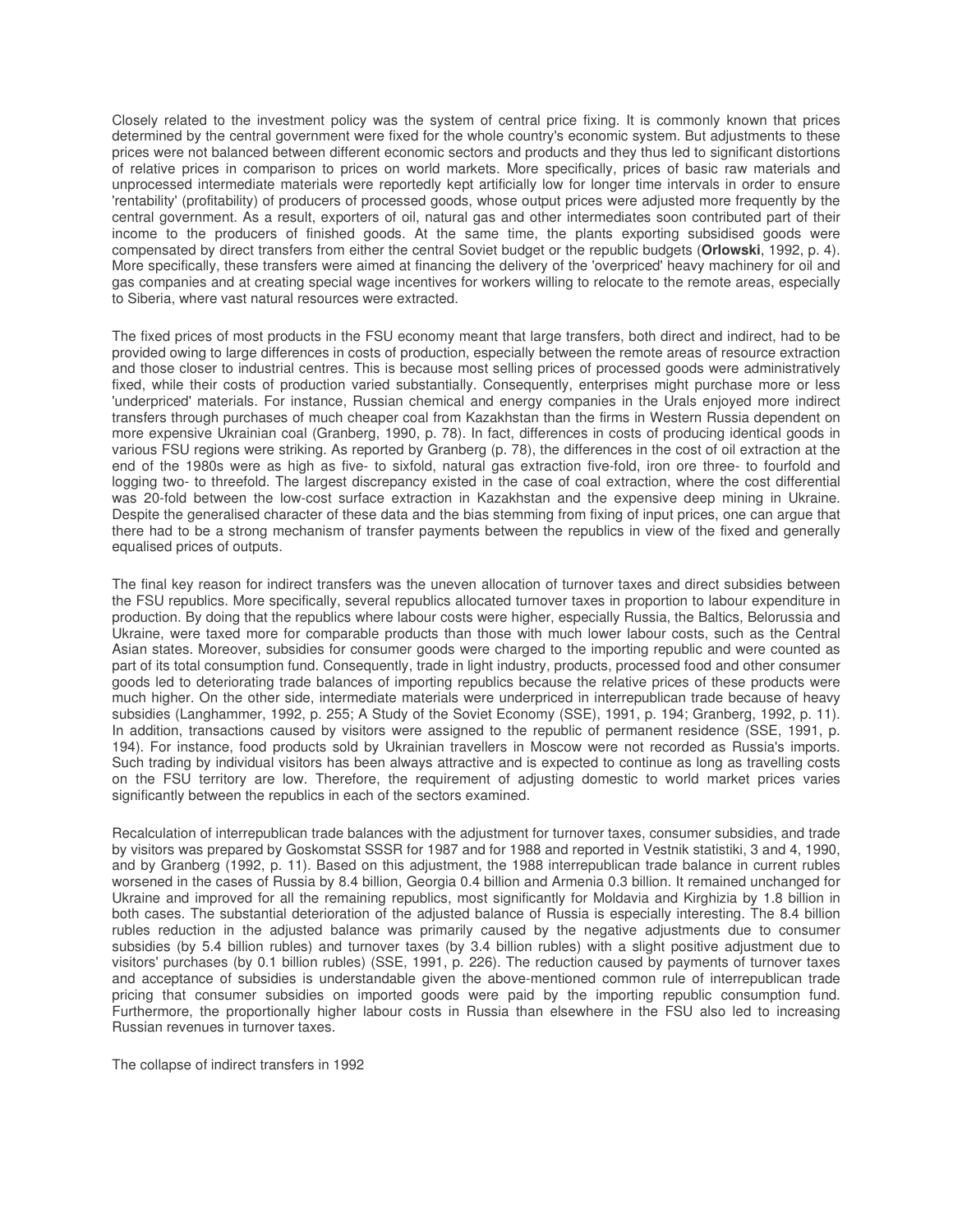Closely related to the investment policy was the system of central price fixing. It is commonly known that prices determined by the central government were fixed for the whole country's economic system. But adjustments to these prices were not balanced between different economic sectors and products and they thus led to significant distortions of relative prices in comparison to prices on world markets. More specifically, prices of basic raw materials and unprocessed intermediate materials were reportedly kept artificially low for longer time intervals in order to ensure 'rentability' (profitability) of producers of processed goods, whose output prices were adjusted more frequently by the central government. As a result, exporters of oil, natural gas and other intermediates soon contributed part of their income to the producers of finished goods. At the same time, the plants exporting subsidised goods were compensated by direct transfers from either the central Soviet budget or the republic budgets (**Orlowski**, 1992, p. 4). More specifically, these transfers were aimed at financing the delivery of the 'overpriced' heavy machinery for oil and gas companies and at creating special wage incentives for workers willing to relocate to the remote areas, especially to Siberia, where vast natural resources were extracted.

The fixed prices of most products in the FSU economy meant that large transfers, both direct and indirect, had to be provided owing to large differences in costs of production, especially between the remote areas of resource extraction and those closer to industrial centres. This is because most selling prices of processed goods were administratively fixed, while their costs of production varied substantially. Consequently, enterprises might purchase more or less 'underpriced' materials. For instance, Russian chemical and energy companies in the Urals enjoyed more indirect transfers through purchases of much cheaper coal from Kazakhstan than the firms in Western Russia dependent on more expensive Ukrainian coal (Granberg, 1990, p. 78). In fact, differences in costs of producing identical goods in various FSU regions were striking. As reported by Granberg (p. 78), the differences in the cost of oil extraction at the end of the 1980s were as high as five- to sixfold, natural gas extraction five-fold, iron ore three- to fourfold and logging two- to threefold. The largest discrepancy existed in the case of coal extraction, where the cost differential was 20-fold between the low-cost surface extraction in Kazakhstan and the expensive deep mining in Ukraine. Despite the generalised character of these data and the bias stemming from fixing of input prices, one can argue that there had to be a strong mechanism of transfer payments between the republics in view of the fixed and generally equalised prices of outputs.

The final key reason for indirect transfers was the uneven allocation of turnover taxes and direct subsidies between the FSU republics. More specifically, several republics allocated turnover taxes in proportion to labour expenditure in production. By doing that the republics where labour costs were higher, especially Russia, the Baltics, Belorussia and Ukraine, were taxed more for comparable products than those with much lower labour costs, such as the Central Asian states. Moreover, subsidies for consumer goods were charged to the importing republic and were counted as part of its total consumption fund. Consequently, trade in light industry, products, processed food and other consumer goods led to deteriorating trade balances of importing republics because the relative prices of these products were much higher. On the other side, intermediate materials were underpriced in interrepublican trade because of heavy subsidies (Langhammer, 1992, p. 255; A Study of the Soviet Economy (SSE), 1991, p. 194; Granberg, 1992, p. 11). In addition, transactions caused by visitors were assigned to the republic of permanent residence (SSE, 1991, p. 194). For instance, food products sold by Ukrainian travellers in Moscow were not recorded as Russia's imports. Such trading by individual visitors has been always attractive and is expected to continue as long as travelling costs on the FSU territory are low. Therefore, the requirement of adjusting domestic to world market prices varies significantly between the republics in each of the sectors examined.

Recalculation of interrepublican trade balances with the adjustment for turnover taxes, consumer subsidies, and trade by visitors was prepared by Goskomstat SSSR for 1987 and for 1988 and reported in Vestnik statistiki, 3 and 4, 1990, and by Granberg (1992, p. 11). Based on this adjustment, the 1988 interrepublican trade balance in current rubles worsened in the cases of Russia by 8.4 billion, Georgia 0.4 billion and Armenia 0.3 billion. It remained unchanged for Ukraine and improved for all the remaining republics, most significantly for Moldavia and Kirghizia by 1.8 billion in both cases. The substantial deterioration of the adjusted balance of Russia is especially interesting. The 8.4 billion rubles reduction in the adjusted balance was primarily caused by the negative adjustments due to consumer subsidies (by 5.4 billion rubles) and turnover taxes (by 3.4 billion rubles) with a slight positive adjustment due to visitors' purchases (by 0.1 billion rubles) (SSE, 1991, p. 226). The reduction caused by payments of turnover taxes and acceptance of subsidies is understandable given the above-mentioned common rule of interrepublican trade pricing that consumer subsidies on imported goods were paid by the importing republic consumption fund. Furthermore, the proportionally higher labour costs in Russia than elsewhere in the FSU also led to increasing Russian revenues in turnover taxes.

## The collapse of indirect transfers in 1992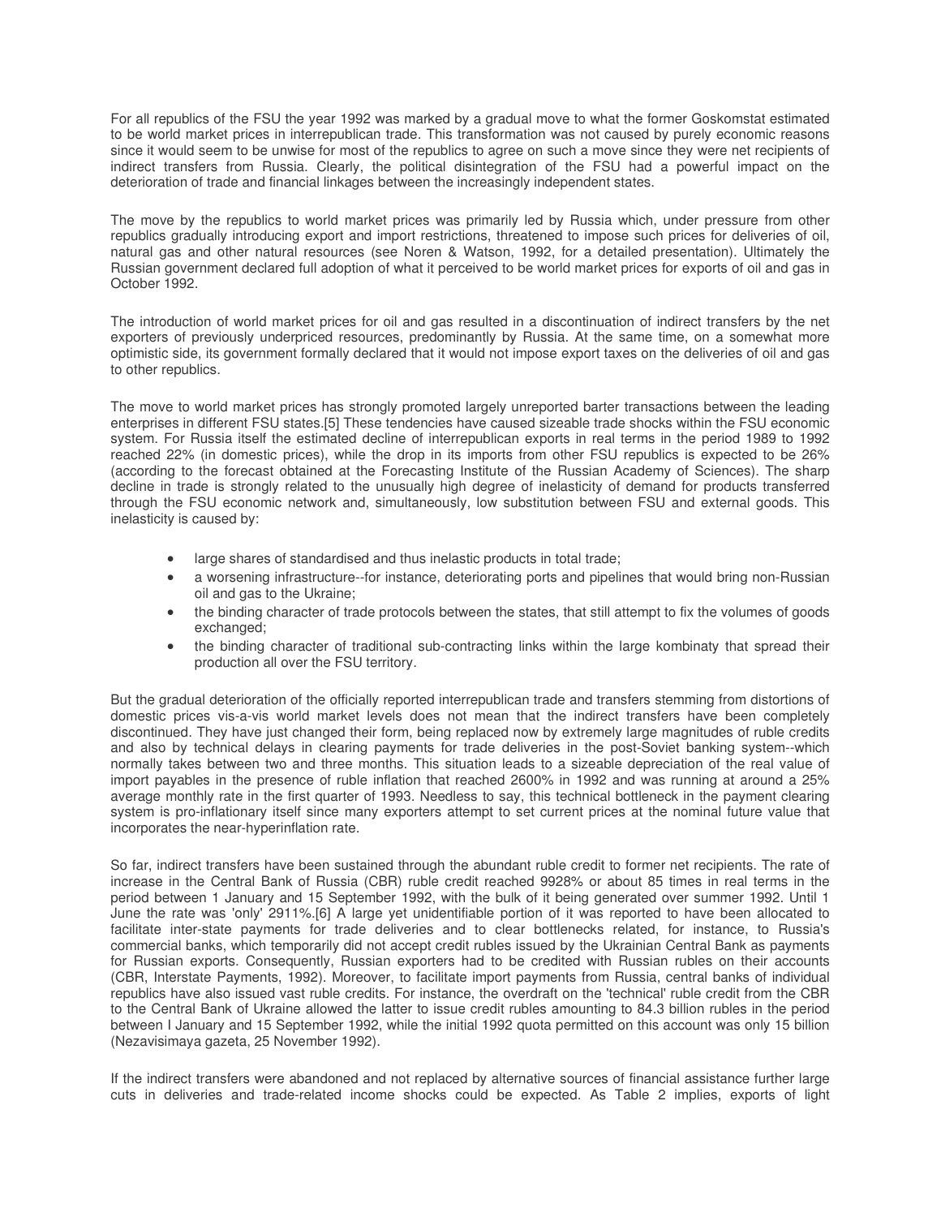For all republics of the FSU the year 1992 was marked by a gradual move to what the former Goskomstat estimated to be world market prices in interrepublican trade. This transformation was not caused by purely economic reasons since it would seem to be unwise for most of the republics to agree on such a move since they were net recipients of indirect transfers from Russia. Clearly, the political disintegration of the FSU had a powerful impact on the deterioration of trade and financial linkages between the increasingly independent states.

The move by the republics to world market prices was primarily led by Russia which, under pressure from other republics gradually introducing export and import restrictions, threatened to impose such prices for deliveries of oil, natural gas and other natural resources (see Noren & Watson, 1992, for a detailed presentation). Ultimately the Russian government declared full adoption of what it perceived to be world market prices for exports of oil and gas in October 1992.

The introduction of world market prices for oil and gas resulted in a discontinuation of indirect transfers by the net exporters of previously underpriced resources, predominantly by Russia. At the same time, on a somewhat more optimistic side, its government formally declared that it would not impose export taxes on the deliveries of oil and gas to other republics.

The move to world market prices has strongly promoted largely unreported barter transactions between the leading enterprises in different FSU states.[5] These tendencies have caused sizeable trade shocks within the FSU economic system. For Russia itself the estimated decline of interrepublican exports in real terms in the period 1989 to 1992 reached 22% (in domestic prices), while the drop in its imports from other FSU republics is expected to be 26% (according to the forecast obtained at the Forecasting Institute of the Russian Academy of Sciences). The sharp decline in trade is strongly related to the unusually high degree of inelasticity of demand for products transferred through the FSU economic network and, simultaneously, low substitution between FSU and external goods. This inelasticity is caused by:

- large shares of standardised and thus inelastic products in total trade;
- a worsening infrastructure--for instance, deteriorating ports and pipelines that would bring non-Russian oil and gas to the Ukraine;
- the binding character of trade protocols between the states, that still attempt to fix the volumes of goods exchanged;
- the binding character of traditional sub-contracting links within the large kombinaty that spread their production all over the FSU territory.

But the gradual deterioration of the officially reported interrepublican trade and transfers stemming from distortions of domestic prices vis-a-vis world market levels does not mean that the indirect transfers have been completely discontinued. They have just changed their form, being replaced now by extremely large magnitudes of ruble credits and also by technical delays in clearing payments for trade deliveries in the post-Soviet banking system--which normally takes between two and three months. This situation leads to a sizeable depreciation of the real value of import payables in the presence of ruble inflation that reached 2600% in 1992 and was running at around a 25% average monthly rate in the first quarter of 1993. Needless to say, this technical bottleneck in the payment clearing system is pro-inflationary itself since many exporters attempt to set current prices at the nominal future value that incorporates the near-hyperinflation rate.

So far, indirect transfers have been sustained through the abundant ruble credit to former net recipients. The rate of increase in the Central Bank of Russia (CBR) ruble credit reached 9928% or about 85 times in real terms in the period between 1 January and 15 September 1992, with the bulk of it being generated over summer 1992. Until 1 June the rate was 'only' 2911%.[6] A large yet unidentifiable portion of it was reported to have been allocated to facilitate inter-state payments for trade deliveries and to clear bottlenecks related, for instance, to Russia's commercial banks, which temporarily did not accept credit rubles issued by the Ukrainian Central Bank as payments for Russian exports. Consequently, Russian exporters had to be credited with Russian rubles on their accounts (CBR, Interstate Payments, 1992). Moreover, to facilitate import payments from Russia, central banks of individual republics have also issued vast ruble credits. For instance, the overdraft on the 'technical' ruble credit from the CBR to the Central Bank of Ukraine allowed the latter to issue credit rubles amounting to 84.3 billion rubles in the period between I January and 15 September 1992, while the initial 1992 quota permitted on this account was only 15 billion (Nezavisimaya gazeta, 25 November 1992).

If the indirect transfers were abandoned and not replaced by alternative sources of financial assistance further large cuts in deliveries and trade-related income shocks could be expected. As Table 2 implies, exports of light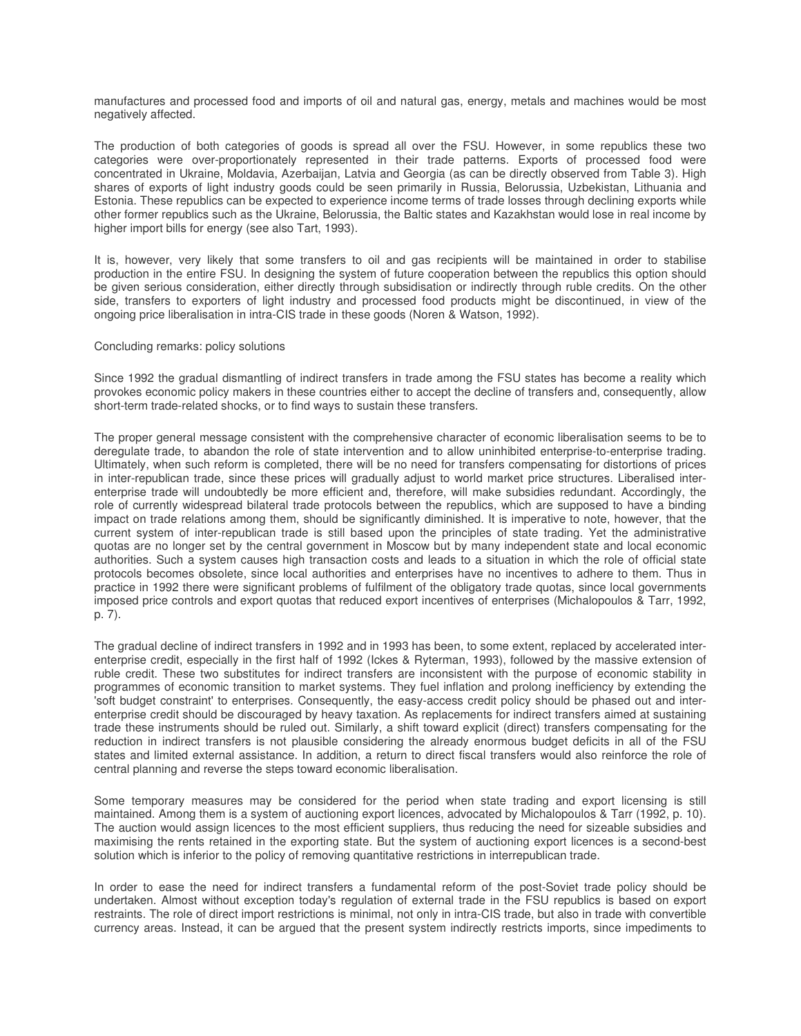manufactures and processed food and imports of oil and natural gas, energy, metals and machines would be most negatively affected.

The production of both categories of goods is spread all over the FSU. However, in some republics these two categories were over-proportionately represented in their trade patterns. Exports of processed food were concentrated in Ukraine, Moldavia, Azerbaijan, Latvia and Georgia (as can be directly observed from Table 3). High shares of exports of light industry goods could be seen primarily in Russia, Belorussia, Uzbekistan, Lithuania and Estonia. These republics can be expected to experience income terms of trade losses through declining exports while other former republics such as the Ukraine, Belorussia, the Baltic states and Kazakhstan would lose in real income by higher import bills for energy (see also Tart, 1993).

It is, however, very likely that some transfers to oil and gas recipients will be maintained in order to stabilise production in the entire FSU. In designing the system of future cooperation between the republics this option should be given serious consideration, either directly through subsidisation or indirectly through ruble credits. On the other side, transfers to exporters of light industry and processed food products might be discontinued, in view of the ongoing price liberalisation in intra-CIS trade in these goods (Noren & Watson, 1992).

## Concluding remarks: policy solutions

Since 1992 the gradual dismantling of indirect transfers in trade among the FSU states has become a reality which provokes economic policy makers in these countries either to accept the decline of transfers and, consequently, allow short-term trade-related shocks, or to find ways to sustain these transfers.

The proper general message consistent with the comprehensive character of economic liberalisation seems to be to deregulate trade, to abandon the role of state intervention and to allow uninhibited enterprise-to-enterprise trading. Ultimately, when such reform is completed, there will be no need for transfers compensating for distortions of prices in inter-republican trade, since these prices will gradually adjust to world market price structures. Liberalised inter-enterprise trade will undoubtedly be more efficient and, therefore, will make subsidies redundant. Accordingly, the role of currently widespread bilateral trade protocols between the republics, which are supposed to have a binding impact on trade relations among them, should be significantly diminished. It is imperative to note, however, that the current system of inter-republican trade is still based upon the principles of state trading. Yet the administrative quotas are no longer set by the central government in Moscow but by many independent state and local economic authorities. Such a system causes high transaction costs and leads to a situation in which the role of official state protocols becomes obsolete, since local authorities and enterprises have no incentives to adhere to them. Thus in practice in 1992 there were significant problems of fulfilment of the obligatory trade quotas, since local governments imposed price controls and export quotas that reduced export incentives of enterprises (Michalopoulos & Tarr, 1992, p. 7).

The gradual decline of indirect transfers in 1992 and in 1993 has been, to some extent, replaced by accelerated inter-enterprise credit, especially in the first half of 1992 (Ickes & Ryterman, 1993), followed by the massive extension of ruble credit. These two substitutes for indirect transfers are inconsistent with the purpose of economic stability in programmes of economic transition to market systems. They fuel inflation and prolong inefficiency by extending the 'soft budget constraint' to enterprises. Consequently, the easy-access credit policy should be phased out and inter-enterprise credit should be discouraged by heavy taxation. As replacements for indirect transfers aimed at sustaining trade these instruments should be ruled out. Similarly, a shift toward explicit (direct) transfers compensating for the reduction in indirect transfers is not plausible considering the already enormous budget deficits in all of the FSU states and limited external assistance. In addition, a return to direct fiscal transfers would also reinforce the role of central planning and reverse the steps toward economic liberalisation.

Some temporary measures may be considered for the period when state trading and export licensing is still maintained. Among them is a system of auctioning export licences, advocated by Michalopoulos & Tarr (1992, p. 10). The auction would assign licences to the most efficient suppliers, thus reducing the need for sizeable subsidies and maximising the rents retained in the exporting state. But the system of auctioning export licences is a second-best solution which is inferior to the policy of removing quantitative restrictions in interrepublican trade.

In order to ease the need for indirect transfers a fundamental reform of the post-Soviet trade policy should be undertaken. Almost without exception today's regulation of external trade in the FSU republics is based on export restraints. The role of direct import restrictions is minimal, not only in intra-CIS trade, but also in trade with convertible currency areas. Instead, it can be argued that the present system indirectly restricts imports, since impediments to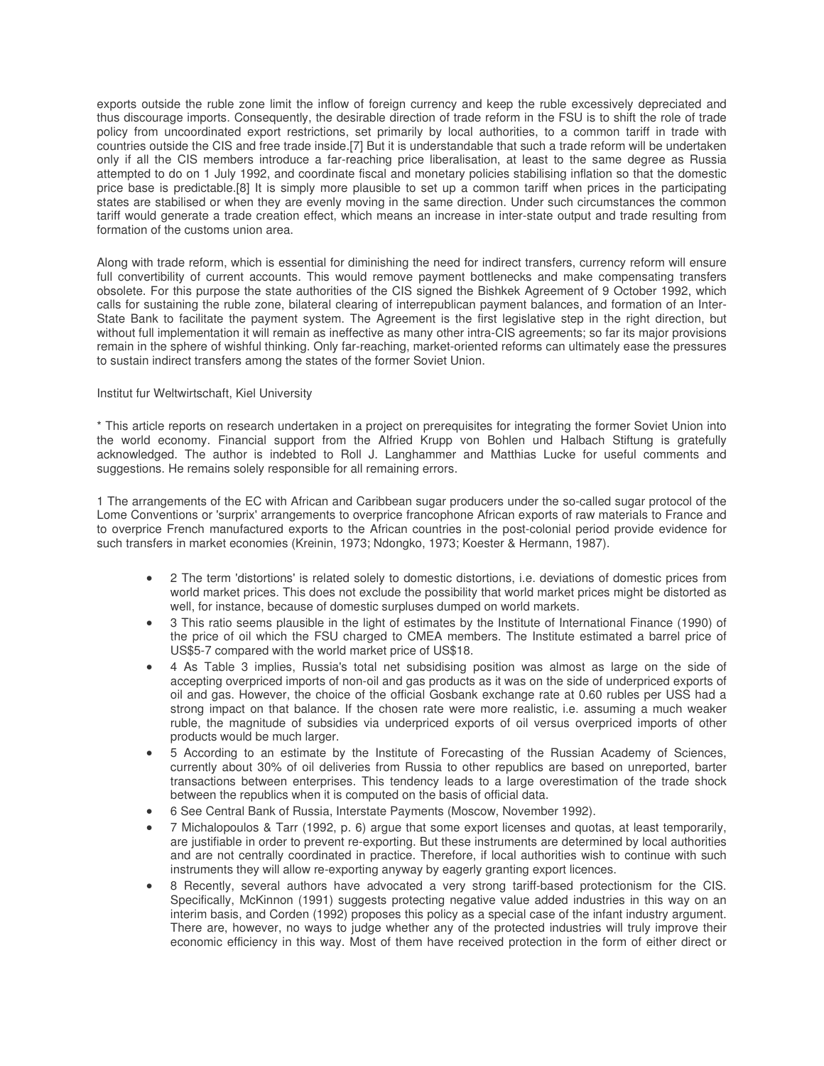exports outside the ruble zone limit the inflow of foreign currency and keep the ruble excessively depreciated and thus discourage imports. Consequently, the desirable direction of trade reform in the FSU is to shift the role of trade policy from uncoordinated export restrictions, set primarily by local authorities, to a common tariff in trade with countries outside the CIS and free trade inside.[7] But it is understandable that such a trade reform will be undertaken only if all the CIS members introduce a far-reaching price liberalisation, at least to the same degree as Russia attempted to do on 1 July 1992, and coordinate fiscal and monetary policies stabilising inflation so that the domestic price base is predictable.[8] It is simply more plausible to set up a common tariff when prices in the participating states are stabilised or when they are evenly moving in the same direction. Under such circumstances the common tariff would generate a trade creation effect, which means an increase in inter-state output and trade resulting from formation of the customs union area.

Along with trade reform, which is essential for diminishing the need for indirect transfers, currency reform will ensure full convertibility of current accounts. This would remove payment bottlenecks and make compensating transfers obsolete. For this purpose the state authorities of the CIS signed the Bishkek Agreement of 9 October 1992, which calls for sustaining the ruble zone, bilateral clearing of interrepublican payment balances, and formation of an Inter-State Bank to facilitate the payment system. The Agreement is the first legislative step in the right direction, but without full implementation it will remain as ineffective as many other intra-CIS agreements; so far its major provisions remain in the sphere of wishful thinking. Only far-reaching, market-oriented reforms can ultimately ease the pressures to sustain indirect transfers among the states of the former Soviet Union.

Institut fur Weltwirtschaft, Kiel University

* This article reports on research undertaken in a project on prerequisites for integrating the former Soviet Union into the world economy. Financial support from the Alfried Krupp von Bohlen und Halbach Stiftung is gratefully acknowledged. The author is indebted to Roll J. Langhammer and Matthias Lucke for useful comments and suggestions. He remains solely responsible for all remaining errors.

1 The arrangements of the EC with African and Caribbean sugar producers under the so-called sugar protocol of the Lome Conventions or 'surprix' arrangements to overprice francophone African exports of raw materials to France and to overprice French manufactured exports to the African countries in the post-colonial period provide evidence for such transfers in market economies (Kreinin, 1973; Ndongko, 1973; Koester & Hermann, 1987).

- 2 The term 'distortions' is related solely to domestic distortions, i.e. deviations of domestic prices from world market prices. This does not exclude the possibility that world market prices might be distorted as well, for instance, because of domestic surpluses dumped on world markets.
- 3 This ratio seems plausible in the light of estimates by the Institute of International Finance (1990) of the price of oil which the FSU charged to CMEA members. The Institute estimated a barrel price of US$5-7 compared with the world market price of US$18.
- 4 As Table 3 implies, Russia's total net subsidising position was almost as large on the side of accepting overpriced imports of non-oil and gas products as it was on the side of underpriced exports of oil and gas. However, the choice of the official Gosbank exchange rate at 0.60 rubles per USS had a strong impact on that balance. If the chosen rate were more realistic, i.e. assuming a much weaker ruble, the magnitude of subsidies via underpriced exports of oil versus overpriced imports of other products would be much larger.
- 5 According to an estimate by the Institute of Forecasting of the Russian Academy of Sciences, currently about 30% of oil deliveries from Russia to other republics are based on unreported, barter transactions between enterprises. This tendency leads to a large overestimation of the trade shock between the republics when it is computed on the basis of official data.
- 6 See Central Bank of Russia, Interstate Payments (Moscow, November 1992).
- 7 Michalopoulos & Tarr (1992, p. 6) argue that some export licenses and quotas, at least temporarily, are justifiable in order to prevent re-exporting. But these instruments are determined by local authorities and are not centrally coordinated in practice. Therefore, if local authorities wish to continue with such instruments they will allow re-exporting anyway by eagerly granting export licences.
- 8 Recently, several authors have advocated a very strong tariff-based protectionism for the CIS. Specifically, McKinnon (1991) suggests protecting negative value added industries in this way on an interim basis, and Corden (1992) proposes this policy as a special case of the infant industry argument. There are, however, no ways to judge whether any of the protected industries will truly improve their economic efficiency in this way. Most of them have received protection in the form of either direct or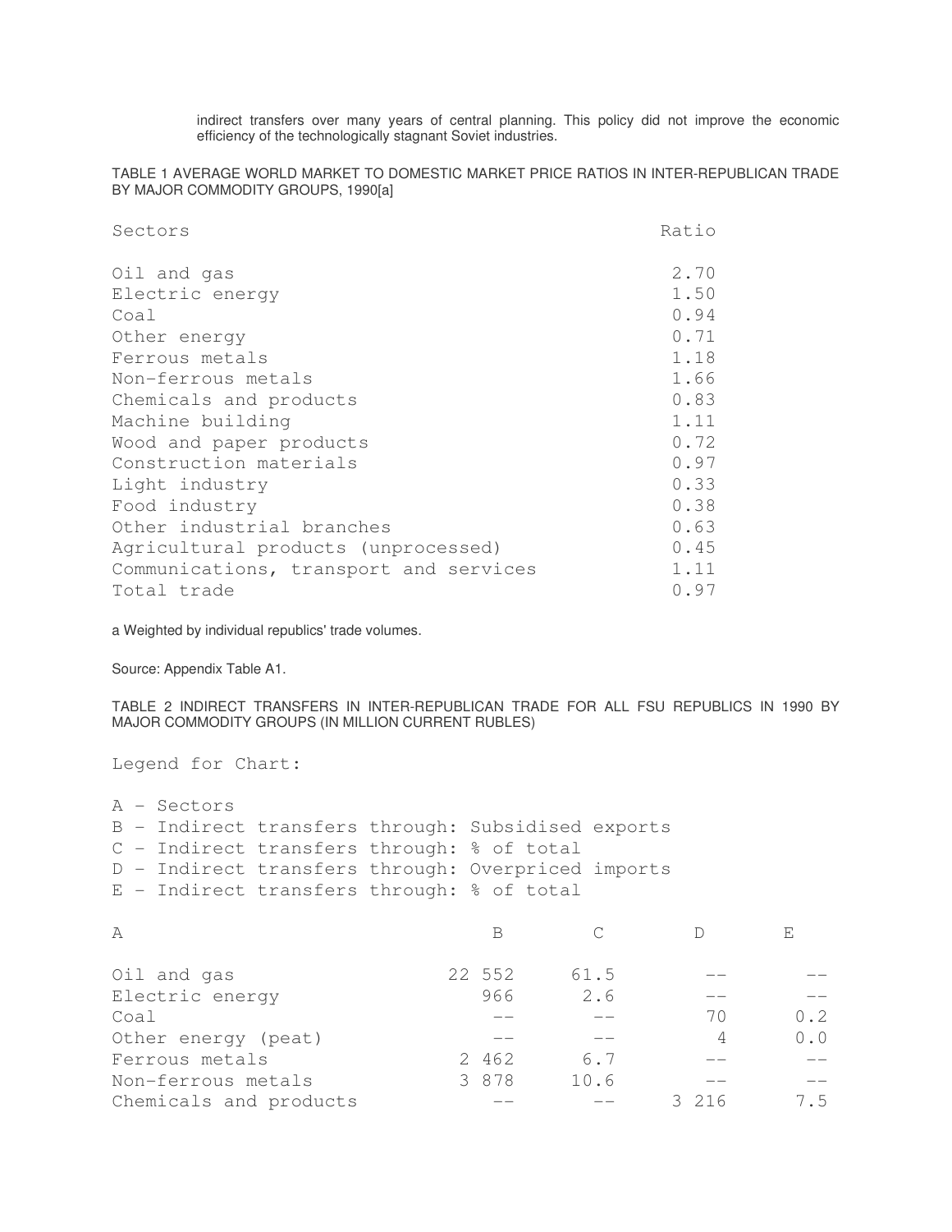indirect transfers over many years of central planning. This policy did not improve the economic efficiency of the technologically stagnant Soviet industries.

TABLE 1 AVERAGE WORLD MARKET TO DOMESTIC MARKET PRICE RATIOS IN INTER-REPUBLICAN TRADE BY MAJOR COMMODITY GROUPS, 1990[a]

| Sectors | Ratio |
|---|---|
| Oil and gas | 2.70 |
| Electric energy | 1.50 |
| Coal | 0.94 |
| Other energy | 0.71 |
| Ferrous metals | 1.18 |
| Non-ferrous metals | 1.66 |
| Chemicals and products | 0.83 |
| Machine building | 1.11 |
| Wood and paper products | 0.72 |
| Construction materials | 0.97 |
| Light industry | 0.33 |
| Food industry | 0.38 |
| Other industrial branches | 0.63 |
| Agricultural products (unprocessed) | 0.45 |
| Communications, transport and services | 1.11 |
| Total trade | 0.97 |

a Weighted by individual republics' trade volumes.

Source: Appendix Table A1.

TABLE 2 INDIRECT TRANSFERS IN INTER-REPUBLICAN TRADE FOR ALL FSU REPUBLICS IN 1990 BY MAJOR COMMODITY GROUPS (IN MILLION CURRENT RUBLES)

Legend for Chart:

A - Sectors
B - Indirect transfers through: Subsidised exports
C - Indirect transfers through: % of total
D - Indirect transfers through: Overpriced imports
E - Indirect transfers through: % of total

| A | B | C | D | E |
|---|---|---|---|---|
| Oil and gas | 22 552 | 61.5 | -- | -- |
| Electric energy | 966 | 2.6 | -- | -- |
| Coal | -- | -- | 70 | 0.2 |
| Other energy (peat) | -- | -- | 4 | 0.0 |
| Ferrous metals | 2 462 | 6.7 | -- | -- |
| Non-ferrous metals | 3 878 | 10.6 | -- | -- |
| Chemicals and products | -- | -- | 3 216 | 7.5 |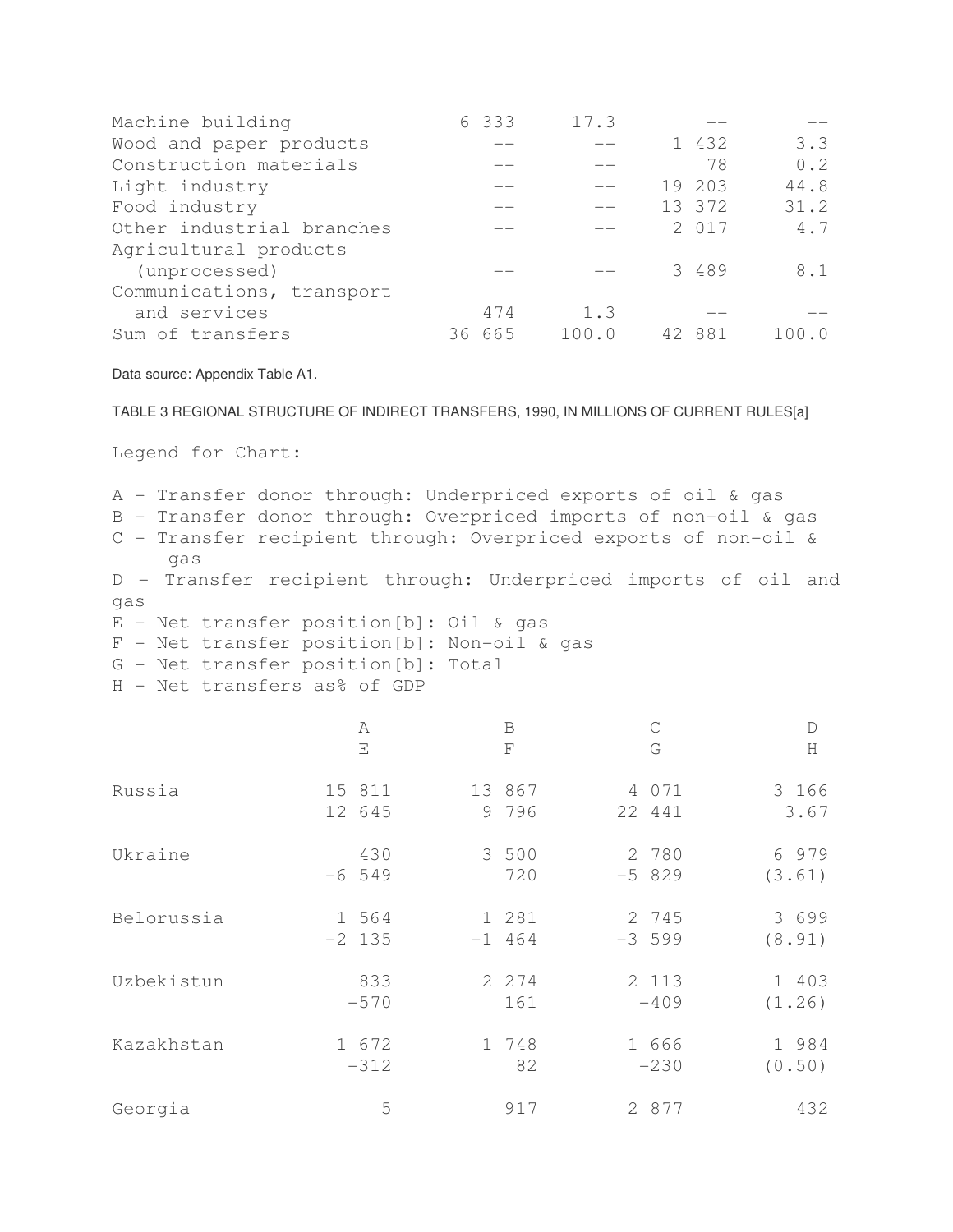| | | | | |
|---|---|---|---|---|
| Machine building | 6 333 | 17.3 | -- | -- |
| Wood and paper products | -- | -- | 1 432 | 3.3 |
| Construction materials | -- | -- | 78 | 0.2 |
| Light industry | -- | -- | 19 203 | 44.8 |
| Food industry | -- | -- | 13 372 | 31.2 |
| Other industrial branches | -- | -- | 2 017 | 4.7 |
| Agricultural products (unprocessed) | -- | -- | 3 489 | 8.1 |
| Communications, transport and services | 474 | 1.3 | -- | -- |
| Sum of transfers | 36 665 | 100.0 | 42 881 | 100.0 |

Data source: Appendix Table A1.

TABLE 3 REGIONAL STRUCTURE OF INDIRECT TRANSFERS, 1990, IN MILLIONS OF CURRENT RULES[a]

Legend for Chart:

A - Transfer donor through: Underpriced exports of oil & gas
B - Transfer donor through: Overpriced imports of non-oil & gas
C - Transfer recipient through: Overpriced exports of non-oil & gas
D - Transfer recipient through: Underpriced imports of oil and gas
E - Net transfer position[b]: Oil & gas
F - Net transfer position[b]: Non-oil & gas
G - Net transfer position[b]: Total
H - Net transfers as% of GDP

| | A | B | C | D | E | F | G | H |
|---|---|---|---|---|---|---|---|---|
| Russia | 15 811 | 13 867 | 4 071 | 3 166 | 12 645 | 9 796 | 22 441 | 3.67 |
| Ukraine | 430 | 3 500 | 2 780 | 6 979 | -6 549 | 720 | -5 829 | (3.61) |
| Belorussia | 1 564 | 1 281 | 2 745 | 3 699 | -2 135 | -1 464 | -3 599 | (8.91) |
| Uzbekistun | 833 | 2 274 | 2 113 | 1 403 | -570 | 161 | -409 | (1.26) |
| Kazakhstan | 1 672 | 1 748 | 1 666 | 1 984 | -312 | 82 | -230 | (0.50) |
| Georgia | 5 | 917 | 2 877 | 432 | | | | |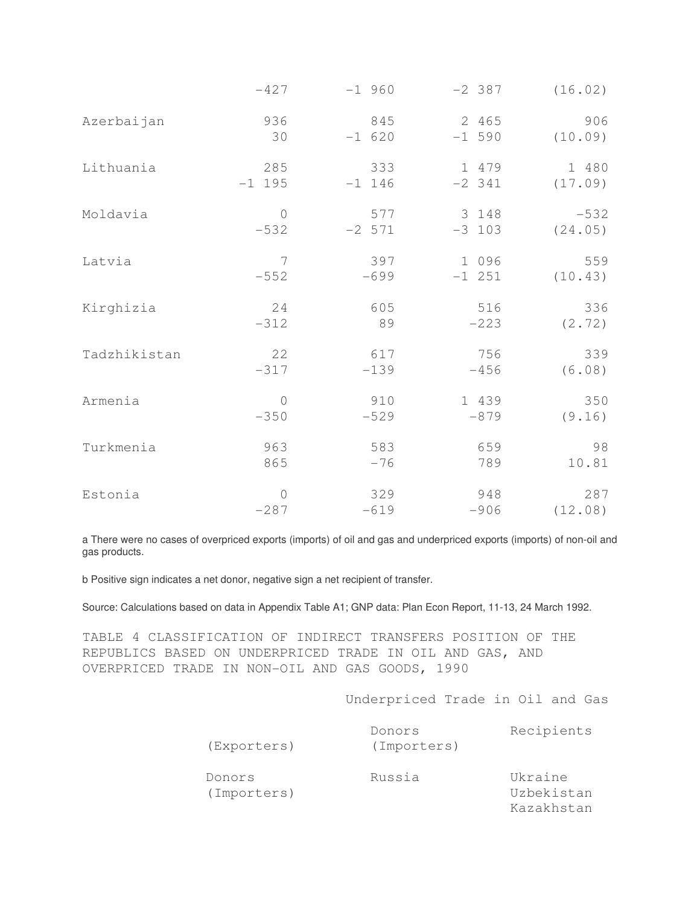| | | | | |
|---|---|---|---|---|
| | −427 | −1 960 | −2 387 | (16.02) |
| Azerbaijan | 936 | 845 | 2 465 | 906 |
| | 30 | −1 620 | −1 590 | (10.09) |
| Lithuania | 285 | 333 | 1 479 | 1 480 |
| | −1 195 | −1 146 | −2 341 | (17.09) |
| Moldavia | 0 | 577 | 3 148 | −532 |
| | −532 | −2 571 | −3 103 | (24.05) |
| Latvia | 7 | 397 | 1 096 | 559 |
| | −552 | −699 | −1 251 | (10.43) |
| Kirghizia | 24 | 605 | 516 | 336 |
| | −312 | 89 | −223 | (2.72) |
| Tadzhikistan | 22 | 617 | 756 | 339 |
| | −317 | −139 | −456 | (6.08) |
| Armenia | 0 | 910 | 1 439 | 350 |
| | −350 | −529 | −879 | (9.16) |
| Turkmenia | 963 | 583 | 659 | 98 |
| | 865 | −76 | 789 | 10.81 |
| Estonia | 0 | 329 | 948 | 287 |
| | −287 | −619 | −906 | (12.08) |

a There were no cases of overpriced exports (imports) of oil and gas and underpriced exports (imports) of non-oil and gas products.

b Positive sign indicates a net donor, negative sign a net recipient of transfer.

Source: Calculations based on data in Appendix Table A1; GNP data: Plan Econ Report, 11-13, 24 March 1992.

TABLE 4 CLASSIFICATION OF INDIRECT TRANSFERS POSITION OF THE REPUBLICS BASED ON UNDERPRICED TRADE IN OIL AND GAS, AND OVERPRICED TRADE IN NON-OIL AND GAS GOODS, 1990

| | Underpriced Trade in Oil and Gas | |
|---|---|---|
| (Exporters) | Donors (Importers) | Recipients |
| Donors (Importers) | Russia | Ukraine<br>Uzbekistan<br>Kazakhstan |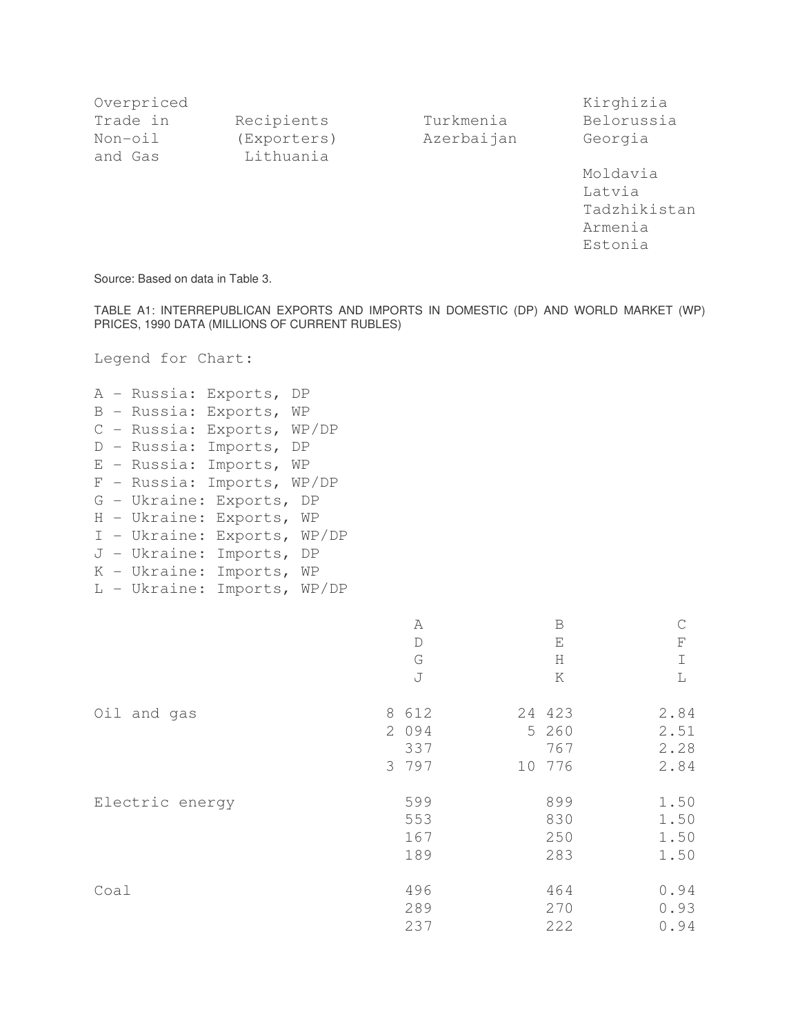| | | | |
|---|---|---|---|
| Overpriced Trade in Non-oil and Gas | Recipients (Exporters) Lithuania | Turkmenia Azerbaijan | Kirghizia Belorussia Georgia Moldavia Latvia Tadzhikistan Armenia Estonia |

Source: Based on data in Table 3.

TABLE A1: INTERREPUBLICAN EXPORTS AND IMPORTS IN DOMESTIC (DP) AND WORLD MARKET (WP) PRICES, 1990 DATA (MILLIONS OF CURRENT RUBLES)

Legend for Chart:

A - Russia: Exports, DP
B - Russia: Exports, WP
C - Russia: Exports, WP/DP
D - Russia: Imports, DP
E - Russia: Imports, WP
F - Russia: Imports, WP/DP
G - Ukraine: Exports, DP
H - Ukraine: Exports, WP
I - Ukraine: Exports, WP/DP
J - Ukraine: Imports, DP
K - Ukraine: Imports, WP
L - Ukraine: Imports, WP/DP

| | A D G J | B E H K | C F I L |
|---|---|---|---|
| Oil and gas | 8 612 | 24 423 | 2.84 |
| | 2 094 | 5 260 | 2.51 |
| | 337 | 767 | 2.28 |
| | 3 797 | 10 776 | 2.84 |
| Electric energy | 599 | 899 | 1.50 |
| | 553 | 830 | 1.50 |
| | 167 | 250 | 1.50 |
| | 189 | 283 | 1.50 |
| Coal | 496 | 464 | 0.94 |
| | 289 | 270 | 0.93 |
| | 237 | 222 | 0.94 |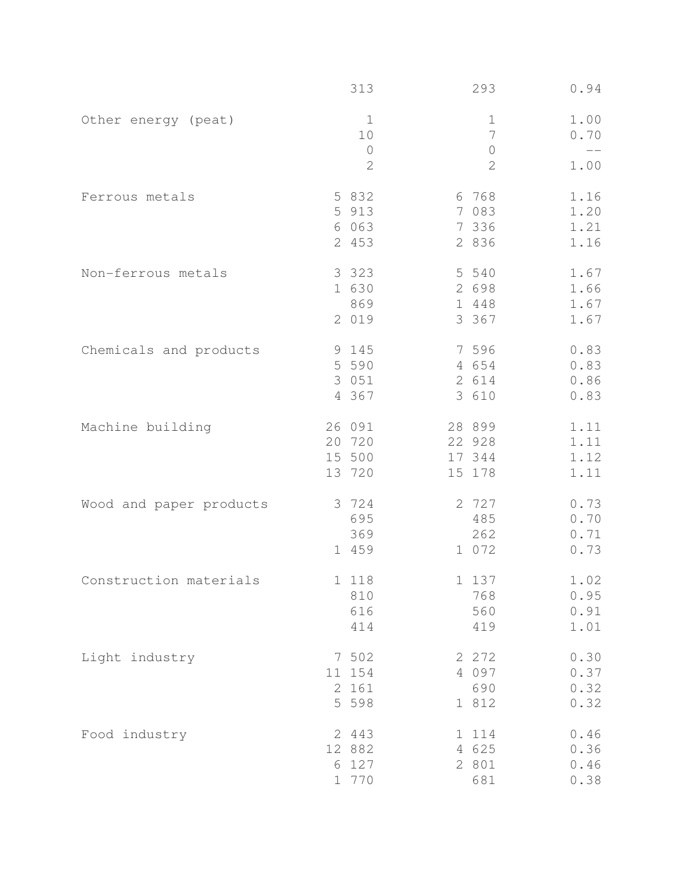| | | | |
|---|---|---|---|
| | 313 | 293 | 0.94 |
| Other energy (peat) | 1 | 1 | 1.00 |
| | 10 | 7 | 0.70 |
| | 0 | 0 | -- |
| | 2 | 2 | 1.00 |
| Ferrous metals | 5 832 | 6 768 | 1.16 |
| | 5 913 | 7 083 | 1.20 |
| | 6 063 | 7 336 | 1.21 |
| | 2 453 | 2 836 | 1.16 |
| Non-ferrous metals | 3 323 | 5 540 | 1.67 |
| | 1 630 | 2 698 | 1.66 |
| | 869 | 1 448 | 1.67 |
| | 2 019 | 3 367 | 1.67 |
| Chemicals and products | 9 145 | 7 596 | 0.83 |
| | 5 590 | 4 654 | 0.83 |
| | 3 051 | 2 614 | 0.86 |
| | 4 367 | 3 610 | 0.83 |
| Machine building | 26 091 | 28 899 | 1.11 |
| | 20 720 | 22 928 | 1.11 |
| | 15 500 | 17 344 | 1.12 |
| | 13 720 | 15 178 | 1.11 |
| Wood and paper products | 3 724 | 2 727 | 0.73 |
| | 695 | 485 | 0.70 |
| | 369 | 262 | 0.71 |
| | 1 459 | 1 072 | 0.73 |
| Construction materials | 1 118 | 1 137 | 1.02 |
| | 810 | 768 | 0.95 |
| | 616 | 560 | 0.91 |
| | 414 | 419 | 1.01 |
| Light industry | 7 502 | 2 272 | 0.30 |
| | 11 154 | 4 097 | 0.37 |
| | 2 161 | 690 | 0.32 |
| | 5 598 | 1 812 | 0.32 |
| Food industry | 2 443 | 1 114 | 0.46 |
| | 12 882 | 4 625 | 0.36 |
| | 6 127 | 2 801 | 0.46 |
| | 1 770 | 681 | 0.38 |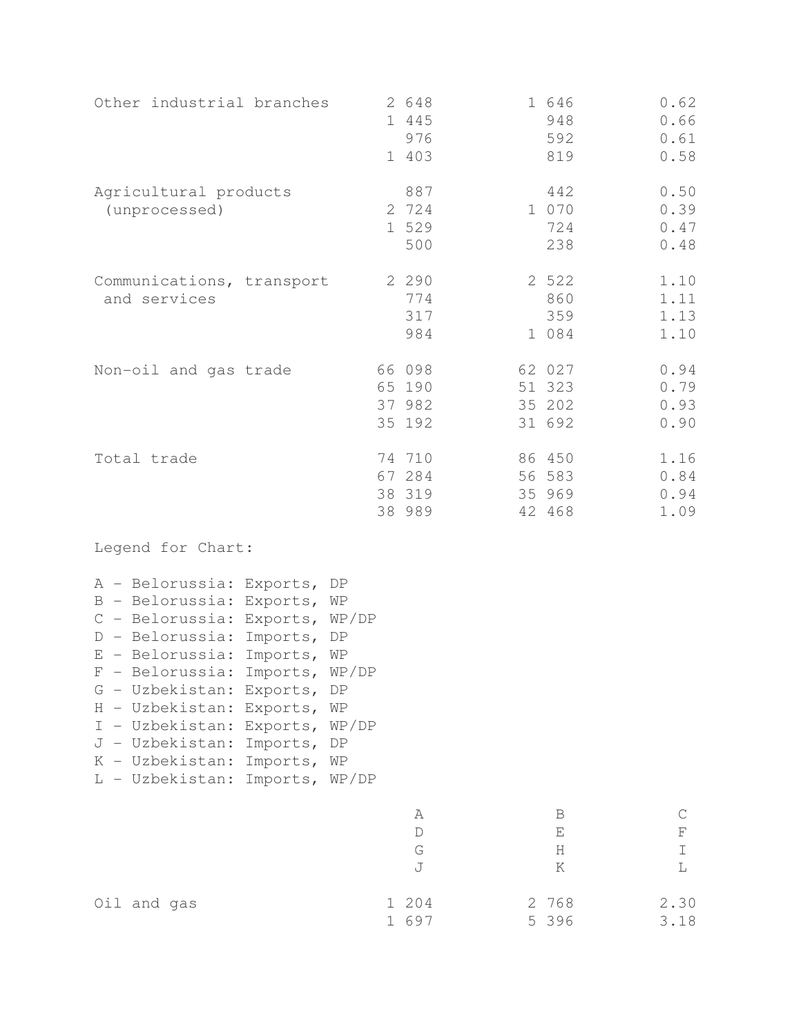| | | | |
|---|---|---|---|
| Other industrial branches | 2 648 | 1 646 | 0.62 |
| | 1 445 | 948 | 0.66 |
| | 976 | 592 | 0.61 |
| | 1 403 | 819 | 0.58 |
| Agricultural products (unprocessed) | 887 | 442 | 0.50 |
| | 2 724 | 1 070 | 0.39 |
| | 1 529 | 724 | 0.47 |
| | 500 | 238 | 0.48 |
| Communications, transport and services | 2 290 | 2 522 | 1.10 |
| | 774 | 860 | 1.11 |
| | 317 | 359 | 1.13 |
| | 984 | 1 084 | 1.10 |
| Non-oil and gas trade | 66 098 | 62 027 | 0.94 |
| | 65 190 | 51 323 | 0.79 |
| | 37 982 | 35 202 | 0.93 |
| | 35 192 | 31 692 | 0.90 |
| Total trade | 74 710 | 86 450 | 1.16 |
| | 67 284 | 56 583 | 0.84 |
| | 38 319 | 35 969 | 0.94 |
| | 38 989 | 42 468 | 1.09 |

Legend for Chart:

A - Belorussia: Exports, DP
B - Belorussia: Exports, WP
C - Belorussia: Exports, WP/DP
D - Belorussia: Imports, DP
E - Belorussia: Imports, WP
F - Belorussia: Imports, WP/DP
G - Uzbekistan: Exports, DP
H - Uzbekistan: Exports, WP
I - Uzbekistan: Exports, WP/DP
J - Uzbekistan: Imports, DP
K - Uzbekistan: Imports, WP
L - Uzbekistan: Imports, WP/DP

| | A<br>D<br>G<br>J | B<br>E<br>H<br>K | C<br>F<br>I<br>L |
|---|---|---|---|
| Oil and gas | 1 204 | 2 768 | 2.30 |
| | 1 697 | 5 396 | 3.18 |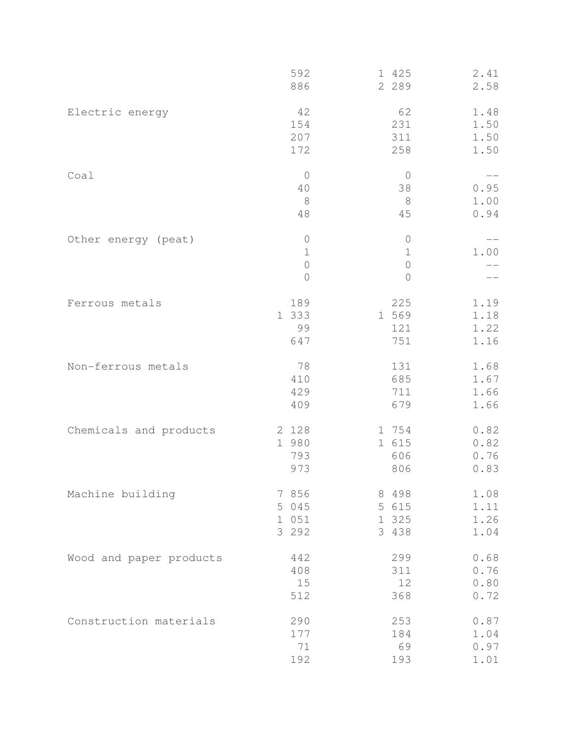| | | | |
|---|---|---|---|
| | 592 | 1 425 | 2.41 |
| | 886 | 2 289 | 2.58 |
| Electric energy | 42 | 62 | 1.48 |
| | 154 | 231 | 1.50 |
| | 207 | 311 | 1.50 |
| | 172 | 258 | 1.50 |
| Coal | 0 | 0 | -- |
| | 40 | 38 | 0.95 |
| | 8 | 8 | 1.00 |
| | 48 | 45 | 0.94 |
| Other energy (peat) | 0 | 0 | -- |
| | 1 | 1 | 1.00 |
| | 0 | 0 | -- |
| | 0 | 0 | -- |
| Ferrous metals | 189 | 225 | 1.19 |
| | 1 333 | 1 569 | 1.18 |
| | 99 | 121 | 1.22 |
| | 647 | 751 | 1.16 |
| Non-ferrous metals | 78 | 131 | 1.68 |
| | 410 | 685 | 1.67 |
| | 429 | 711 | 1.66 |
| | 409 | 679 | 1.66 |
| Chemicals and products | 2 128 | 1 754 | 0.82 |
| | 1 980 | 1 615 | 0.82 |
| | 793 | 606 | 0.76 |
| | 973 | 806 | 0.83 |
| Machine building | 7 856 | 8 498 | 1.08 |
| | 5 045 | 5 615 | 1.11 |
| | 1 051 | 1 325 | 1.26 |
| | 3 292 | 3 438 | 1.04 |
| Wood and paper products | 442 | 299 | 0.68 |
| | 408 | 311 | 0.76 |
| | 15 | 12 | 0.80 |
| | 512 | 368 | 0.72 |
| Construction materials | 290 | 253 | 0.87 |
| | 177 | 184 | 1.04 |
| | 71 | 69 | 0.97 |
| | 192 | 193 | 1.01 |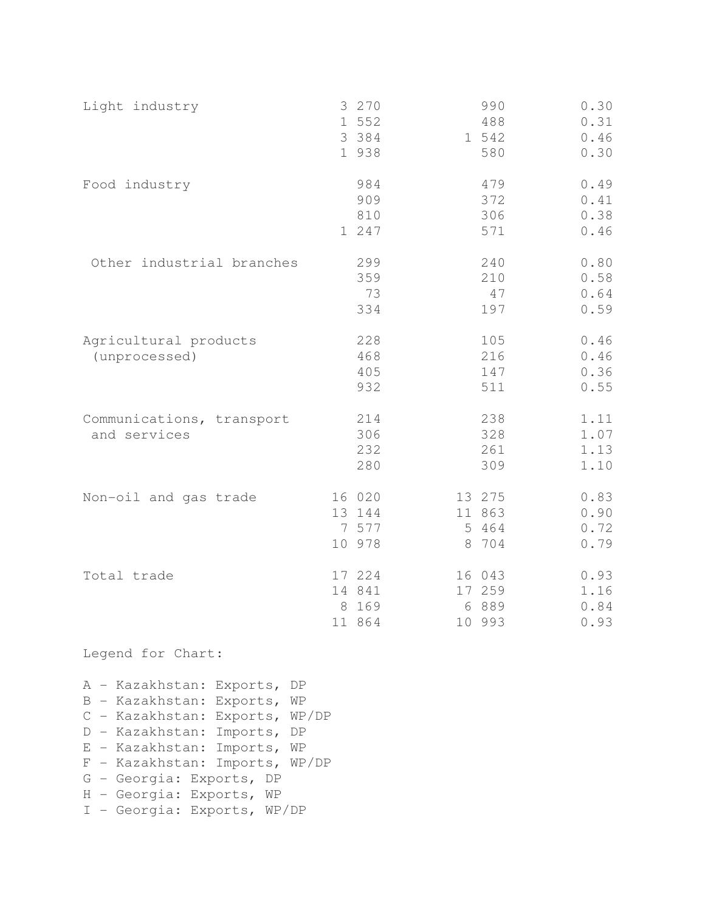| | | | |
|---|---|---|---|
| Light industry | 3 270 | 990 | 0.30 |
| | 1 552 | 488 | 0.31 |
| | 3 384 | 1 542 | 0.46 |
| | 1 938 | 580 | 0.30 |
| Food industry | 984 | 479 | 0.49 |
| | 909 | 372 | 0.41 |
| | 810 | 306 | 0.38 |
| | 1 247 | 571 | 0.46 |
| Other industrial branches | 299 | 240 | 0.80 |
| | 359 | 210 | 0.58 |
| | 73 | 47 | 0.64 |
| | 334 | 197 | 0.59 |
| Agricultural products (unprocessed) | 228 | 105 | 0.46 |
| | 468 | 216 | 0.46 |
| | 405 | 147 | 0.36 |
| | 932 | 511 | 0.55 |
| Communications, transport and services | 214 | 238 | 1.11 |
| | 306 | 328 | 1.07 |
| | 232 | 261 | 1.13 |
| | 280 | 309 | 1.10 |
| Non-oil and gas trade | 16 020 | 13 275 | 0.83 |
| | 13 144 | 11 863 | 0.90 |
| | 7 577 | 5 464 | 0.72 |
| | 10 978 | 8 704 | 0.79 |
| Total trade | 17 224 | 16 043 | 0.93 |
| | 14 841 | 17 259 | 1.16 |
| | 8 169 | 6 889 | 0.84 |
| | 11 864 | 10 993 | 0.93 |

Legend for Chart:

A - Kazakhstan: Exports, DP
B - Kazakhstan: Exports, WP
C - Kazakhstan: Exports, WP/DP
D - Kazakhstan: Imports, DP
E - Kazakhstan: Imports, WP
F - Kazakhstan: Imports, WP/DP
G - Georgia: Exports, DP
H - Georgia: Exports, WP
I - Georgia: Exports, WP/DP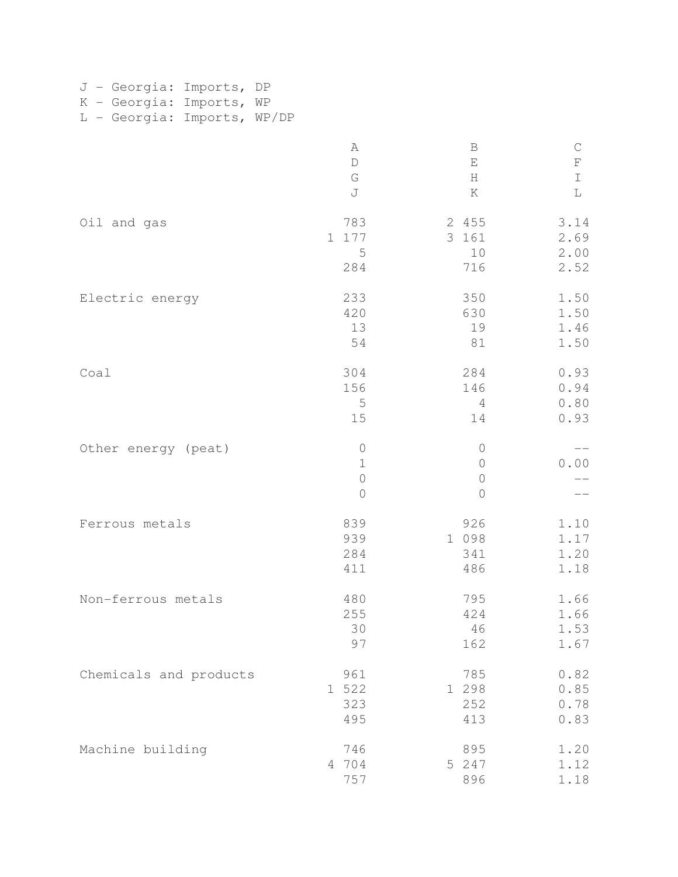J - Georgia: Imports, DP
K - Georgia: Imports, WP
L - Georgia: Imports, WP/DP

| | A<br>D<br>G<br>J | B<br>E<br>H<br>K | C<br>F<br>I<br>L |
|---|---|---|---|
| Oil and gas | 783<br>1 177<br>5<br>284 | 2 455<br>3 161<br>10<br>716 | 3.14<br>2.69<br>2.00<br>2.52 |
| Electric energy | 233<br>420<br>13<br>54 | 350<br>630<br>19<br>81 | 1.50<br>1.50<br>1.46<br>1.50 |
| Coal | 304<br>156<br>5<br>15 | 284<br>146<br>4<br>14 | 0.93<br>0.94<br>0.80<br>0.93 |
| Other energy (peat) | 0<br>1<br>0<br>0 | 0<br>0<br>0<br>0 | --<br>0.00<br>--<br>-- |
| Ferrous metals | 839<br>939<br>284<br>411 | 926<br>1 098<br>341<br>486 | 1.10<br>1.17<br>1.20<br>1.18 |
| Non-ferrous metals | 480<br>255<br>30<br>97 | 795<br>424<br>46<br>162 | 1.66<br>1.66<br>1.53<br>1.67 |
| Chemicals and products | 961<br>1 522<br>323<br>495 | 785<br>1 298<br>252<br>413 | 0.82<br>0.85<br>0.78<br>0.83 |
| Machine building | 746<br>4 704<br>757 | 895<br>5 247<br>896 | 1.20<br>1.12<br>1.18 |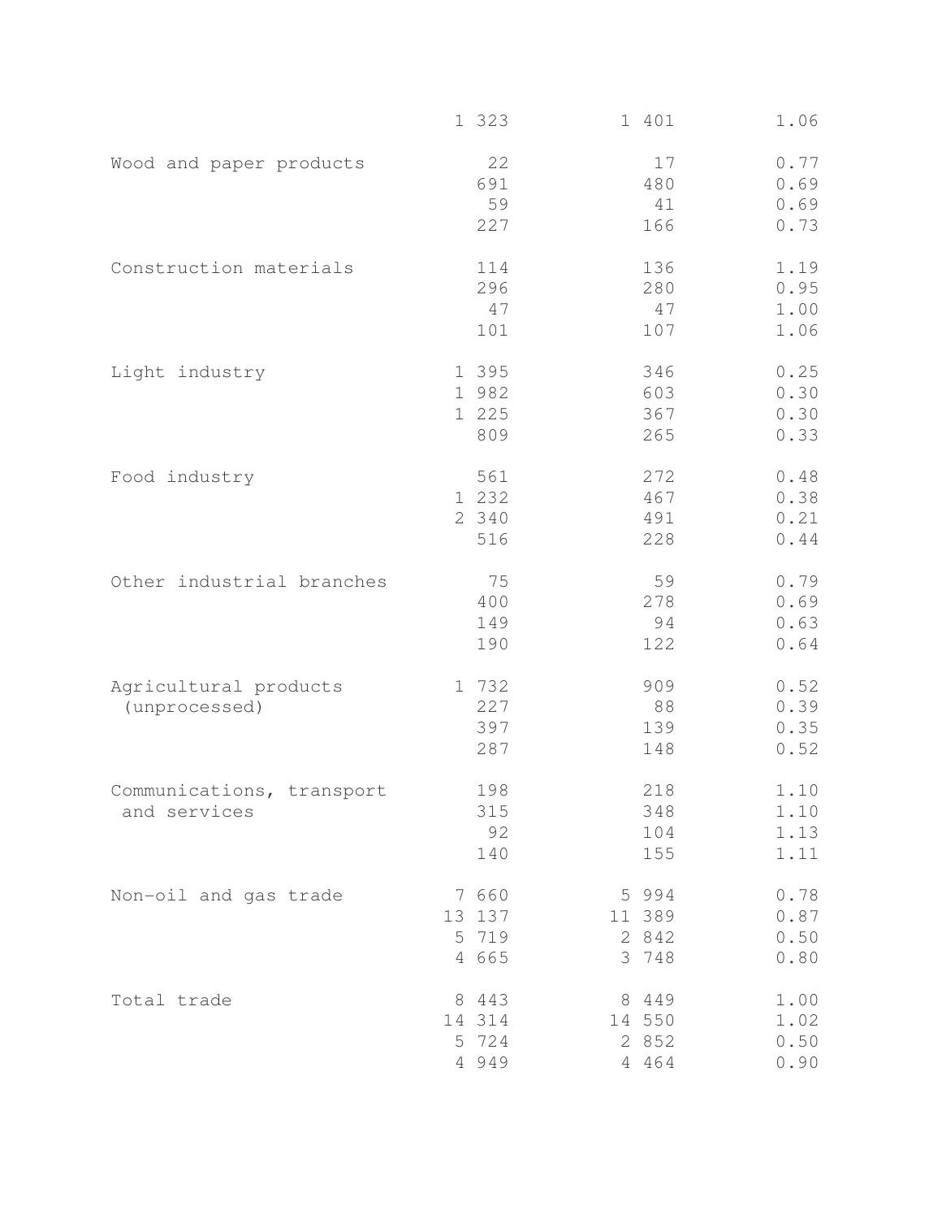| | | | |
|---|---|---|---|
| | 1 323 | 1 401 | 1.06 |
| Wood and paper products | 22 | 17 | 0.77 |
| | 691 | 480 | 0.69 |
| | 59 | 41 | 0.69 |
| | 227 | 166 | 0.73 |
| Construction materials | 114 | 136 | 1.19 |
| | 296 | 280 | 0.95 |
| | 47 | 47 | 1.00 |
| | 101 | 107 | 1.06 |
| Light industry | 1 395 | 346 | 0.25 |
| | 1 982 | 603 | 0.30 |
| | 1 225 | 367 | 0.30 |
| | 809 | 265 | 0.33 |
| Food industry | 561 | 272 | 0.48 |
| | 1 232 | 467 | 0.38 |
| | 2 340 | 491 | 0.21 |
| | 516 | 228 | 0.44 |
| Other industrial branches | 75 | 59 | 0.79 |
| | 400 | 278 | 0.69 |
| | 149 | 94 | 0.63 |
| | 190 | 122 | 0.64 |
| Agricultural products (unprocessed) | 1 732 | 909 | 0.52 |
| | 227 | 88 | 0.39 |
| | 397 | 139 | 0.35 |
| | 287 | 148 | 0.52 |
| Communications, transport and services | 198 | 218 | 1.10 |
| | 315 | 348 | 1.10 |
| | 92 | 104 | 1.13 |
| | 140 | 155 | 1.11 |
| Non-oil and gas trade | 7 660 | 5 994 | 0.78 |
| | 13 137 | 11 389 | 0.87 |
| | 5 719 | 2 842 | 0.50 |
| | 4 665 | 3 748 | 0.80 |
| Total trade | 8 443 | 8 449 | 1.00 |
| | 14 314 | 14 550 | 1.02 |
| | 5 724 | 2 852 | 0.50 |
| | 4 949 | 4 464 | 0.90 |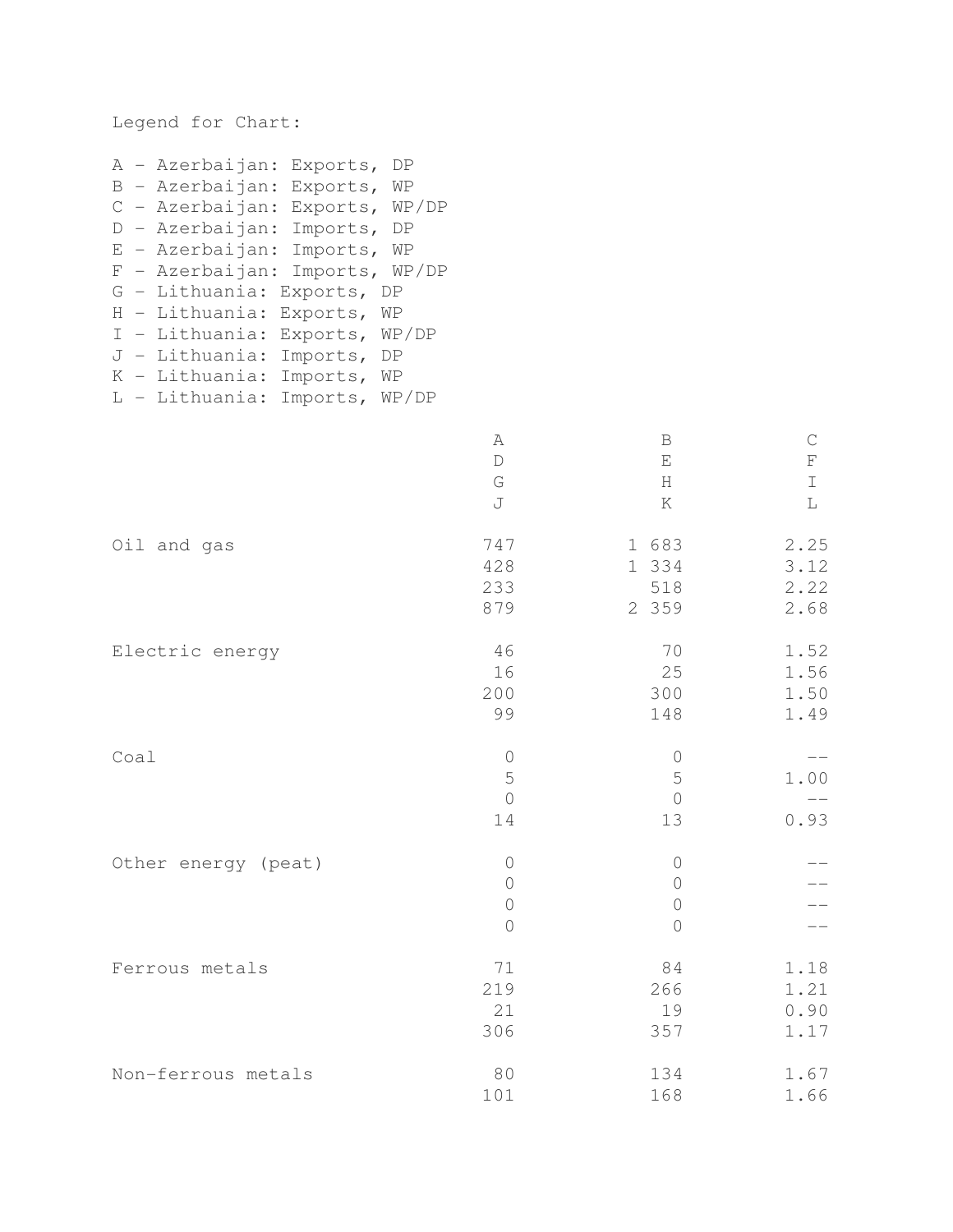Legend for Chart:

A - Azerbaijan: Exports, DP
B - Azerbaijan: Exports, WP
C - Azerbaijan: Exports, WP/DP
D - Azerbaijan: Imports, DP
E - Azerbaijan: Imports, WP
F - Azerbaijan: Imports, WP/DP
G - Lithuania: Exports, DP
H - Lithuania: Exports, WP
I - Lithuania: Exports, WP/DP
J - Lithuania: Imports, DP
K - Lithuania: Imports, WP
L - Lithuania: Imports, WP/DP

| | A<br>D<br>G<br>J | B<br>E<br>H<br>K | C<br>F<br>I<br>L |
|---|---|---|---|
| Oil and gas | 747<br>428<br>233<br>879 | 1 683<br>1 334<br>518<br>2 359 | 2.25<br>3.12<br>2.22<br>2.68 |
| Electric energy | 46<br>16<br>200<br>99 | 70<br>25<br>300<br>148 | 1.52<br>1.56<br>1.50<br>1.49 |
| Coal | 0<br>5<br>0<br>14 | 0<br>5<br>0<br>13 | --<br>1.00<br>--<br>0.93 |
| Other energy (peat) | 0<br>0<br>0<br>0 | 0<br>0<br>0<br>0 | --<br>--<br>--<br>-- |
| Ferrous metals | 71<br>219<br>21<br>306 | 84<br>266<br>19<br>357 | 1.18<br>1.21<br>0.90<br>1.17 |
| Non-ferrous metals | 80<br>101 | 134<br>168 | 1.67<br>1.66 |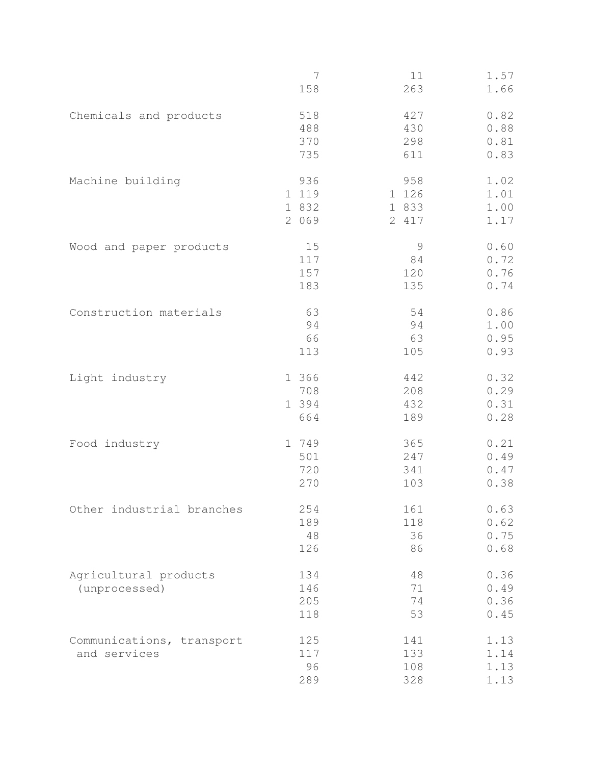| | | | |
|---|---|---|---|
| | 7 | 11 | 1.57 |
| | 158 | 263 | 1.66 |
| Chemicals and products | 518 | 427 | 0.82 |
| | 488 | 430 | 0.88 |
| | 370 | 298 | 0.81 |
| | 735 | 611 | 0.83 |
| Machine building | 936 | 958 | 1.02 |
| | 1 119 | 1 126 | 1.01 |
| | 1 832 | 1 833 | 1.00 |
| | 2 069 | 2 417 | 1.17 |
| Wood and paper products | 15 | 9 | 0.60 |
| | 117 | 84 | 0.72 |
| | 157 | 120 | 0.76 |
| | 183 | 135 | 0.74 |
| Construction materials | 63 | 54 | 0.86 |
| | 94 | 94 | 1.00 |
| | 66 | 63 | 0.95 |
| | 113 | 105 | 0.93 |
| Light industry | 1 366 | 442 | 0.32 |
| | 708 | 208 | 0.29 |
| | 1 394 | 432 | 0.31 |
| | 664 | 189 | 0.28 |
| Food industry | 1 749 | 365 | 0.21 |
| | 501 | 247 | 0.49 |
| | 720 | 341 | 0.47 |
| | 270 | 103 | 0.38 |
| Other industrial branches | 254 | 161 | 0.63 |
| | 189 | 118 | 0.62 |
| | 48 | 36 | 0.75 |
| | 126 | 86 | 0.68 |
| Agricultural products (unprocessed) | 134 | 48 | 0.36 |
| | 146 | 71 | 0.49 |
| | 205 | 74 | 0.36 |
| | 118 | 53 | 0.45 |
| Communications, transport and services | 125 | 141 | 1.13 |
| | 117 | 133 | 1.14 |
| | 96 | 108 | 1.13 |
| | 289 | 328 | 1.13 |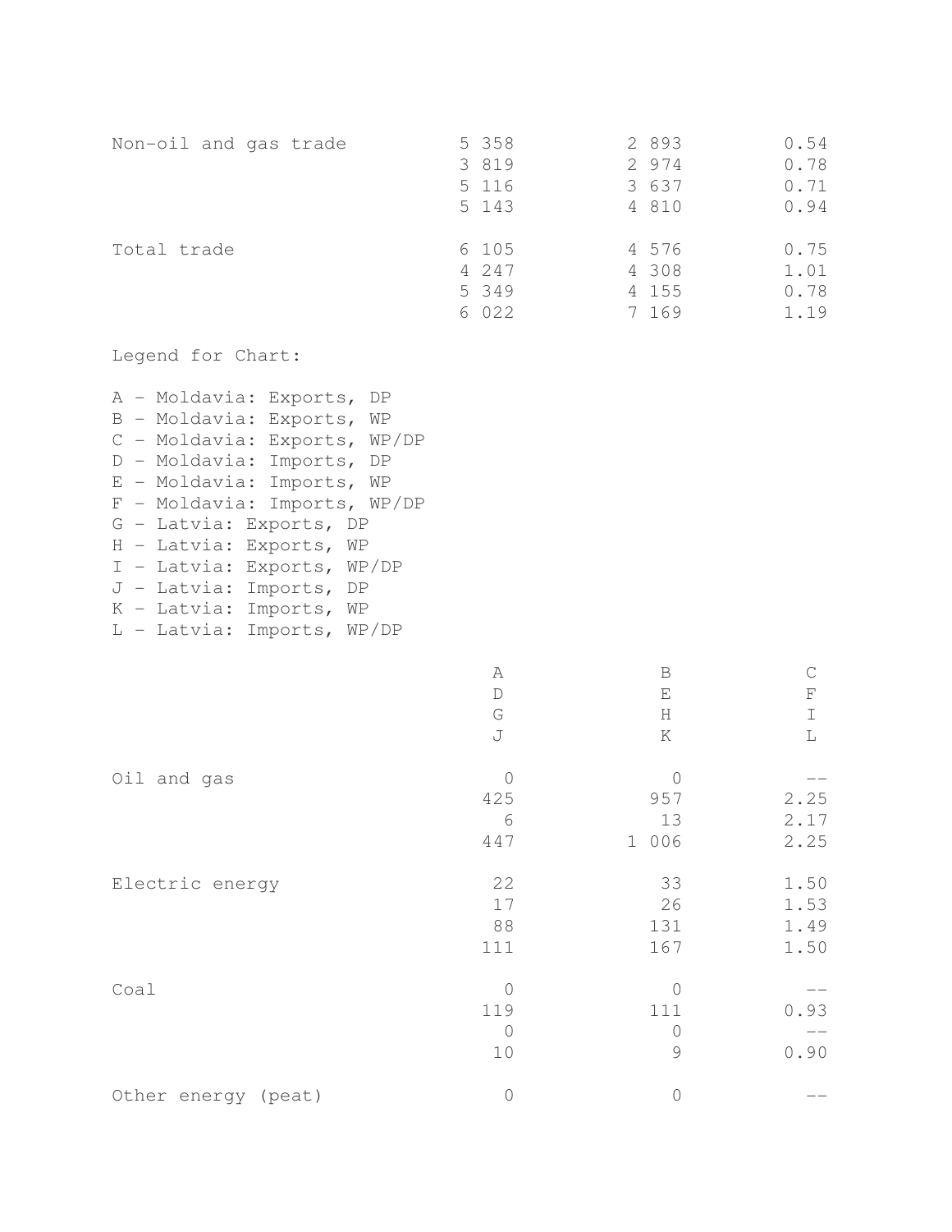| | | | |
|---|---|---|---|
| Non-oil and gas trade | 5 358 | 2 893 | 0.54 |
| | 3 819 | 2 974 | 0.78 |
| | 5 116 | 3 637 | 0.71 |
| | 5 143 | 4 810 | 0.94 |
| Total trade | 6 105 | 4 576 | 0.75 |
| | 4 247 | 4 308 | 1.01 |
| | 5 349 | 4 155 | 0.78 |
| | 6 022 | 7 169 | 1.19 |

Legend for Chart:

A - Moldavia: Exports, DP
B - Moldavia: Exports, WP
C - Moldavia: Exports, WP/DP
D - Moldavia: Imports, DP
E - Moldavia: Imports, WP
F - Moldavia: Imports, WP/DP
G - Latvia: Exports, DP
H - Latvia: Exports, WP
I - Latvia: Exports, WP/DP
J - Latvia: Imports, DP
K - Latvia: Imports, WP
L - Latvia: Imports, WP/DP

| | A<br>D<br>G<br>J | B<br>E<br>H<br>K | C<br>F<br>I<br>L |
|---|---|---|---|
| Oil and gas | 0 | 0 | -- |
| | 425 | 957 | 2.25 |
| | 6 | 13 | 2.17 |
| | 447 | 1 006 | 2.25 |
| Electric energy | 22 | 33 | 1.50 |
| | 17 | 26 | 1.53 |
| | 88 | 131 | 1.49 |
| | 111 | 167 | 1.50 |
| Coal | 0 | 0 | -- |
| | 119 | 111 | 0.93 |
| | 0 | 0 | -- |
| | 10 | 9 | 0.90 |
| Other energy (peat) | 0 | 0 | -- |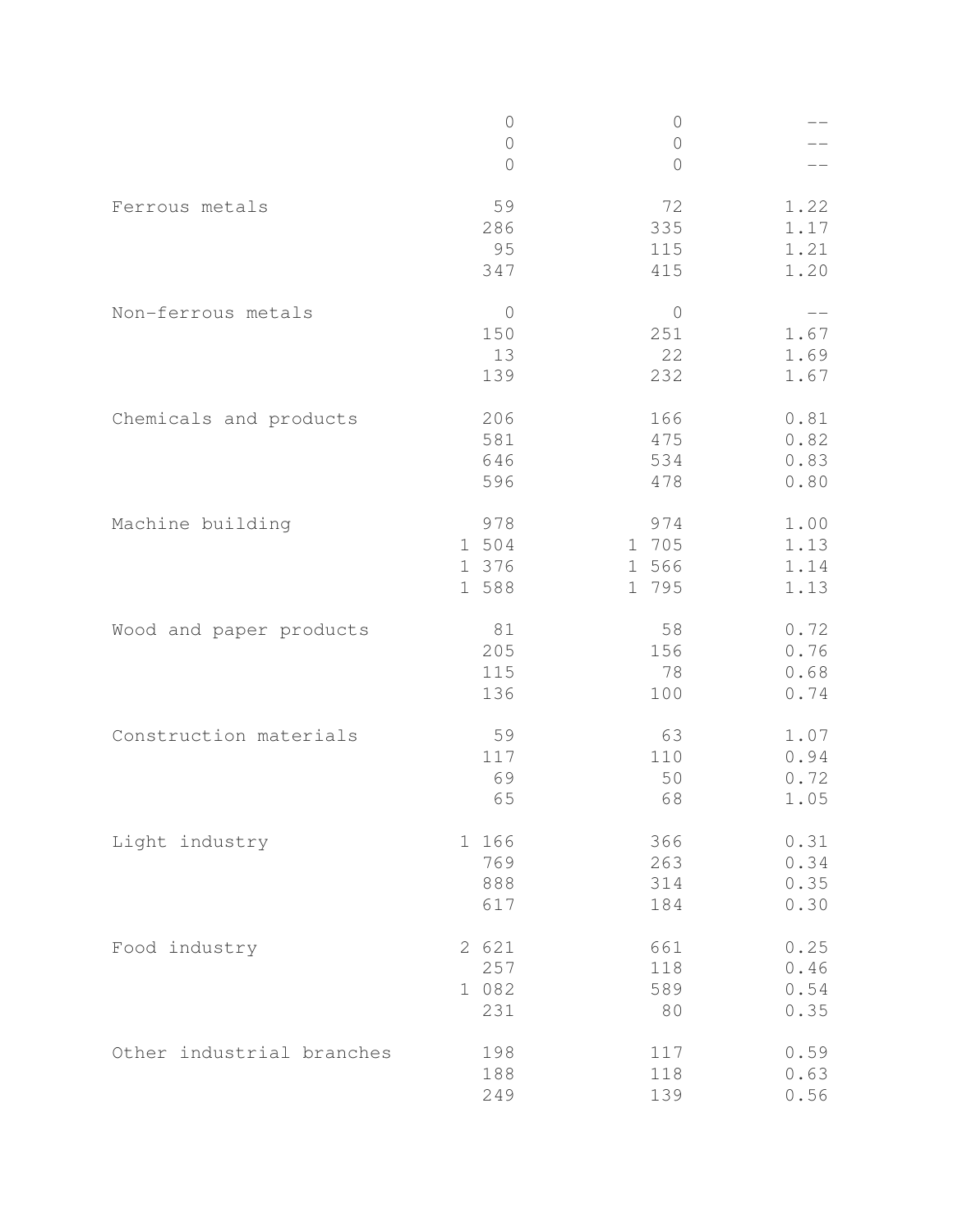| | | | |
|---|---|---|---|
| | 0 | 0 | -- |
| | 0 | 0 | -- |
| | 0 | 0 | -- |
| Ferrous metals | 59 | 72 | 1.22 |
| | 286 | 335 | 1.17 |
| | 95 | 115 | 1.21 |
| | 347 | 415 | 1.20 |
| Non-ferrous metals | 0 | 0 | -- |
| | 150 | 251 | 1.67 |
| | 13 | 22 | 1.69 |
| | 139 | 232 | 1.67 |
| Chemicals and products | 206 | 166 | 0.81 |
| | 581 | 475 | 0.82 |
| | 646 | 534 | 0.83 |
| | 596 | 478 | 0.80 |
| Machine building | 978 | 974 | 1.00 |
| | 1 504 | 1 705 | 1.13 |
| | 1 376 | 1 566 | 1.14 |
| | 1 588 | 1 795 | 1.13 |
| Wood and paper products | 81 | 58 | 0.72 |
| | 205 | 156 | 0.76 |
| | 115 | 78 | 0.68 |
| | 136 | 100 | 0.74 |
| Construction materials | 59 | 63 | 1.07 |
| | 117 | 110 | 0.94 |
| | 69 | 50 | 0.72 |
| | 65 | 68 | 1.05 |
| Light industry | 1 166 | 366 | 0.31 |
| | 769 | 263 | 0.34 |
| | 888 | 314 | 0.35 |
| | 617 | 184 | 0.30 |
| Food industry | 2 621 | 661 | 0.25 |
| | 257 | 118 | 0.46 |
| | 1 082 | 589 | 0.54 |
| | 231 | 80 | 0.35 |
| Other industrial branches | 198 | 117 | 0.59 |
| | 188 | 118 | 0.63 |
| | 249 | 139 | 0.56 |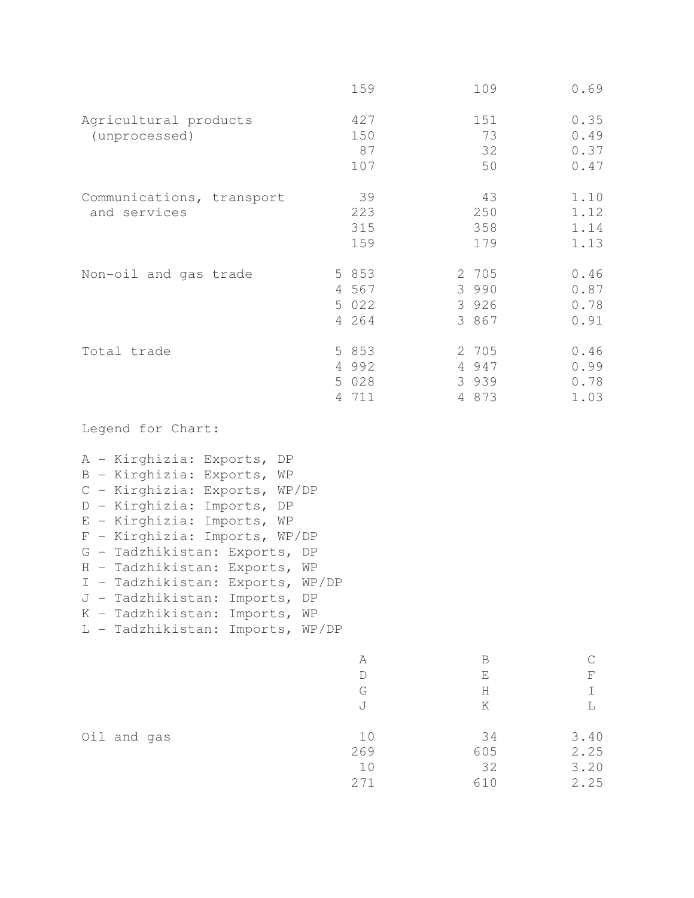| | | | |
|---|---|---|---|
| | 159 | 109 | 0.69 |
| Agricultural products (unprocessed) | 427 | 151 | 0.35 |
| | 150 | 73 | 0.49 |
| | 87 | 32 | 0.37 |
| | 107 | 50 | 0.47 |
| Communications, transport and services | 39 | 43 | 1.10 |
| | 223 | 250 | 1.12 |
| | 315 | 358 | 1.14 |
| | 159 | 179 | 1.13 |
| Non-oil and gas trade | 5 853 | 2 705 | 0.46 |
| | 4 567 | 3 990 | 0.87 |
| | 5 022 | 3 926 | 0.78 |
| | 4 264 | 3 867 | 0.91 |
| Total trade | 5 853 | 2 705 | 0.46 |
| | 4 992 | 4 947 | 0.99 |
| | 5 028 | 3 939 | 0.78 |
| | 4 711 | 4 873 | 1.03 |

Legend for Chart:

A - Kirghizia: Exports, DP
B - Kirghizia: Exports, WP
C - Kirghizia: Exports, WP/DP
D - Kirghizia: Imports, DP
E - Kirghizia: Imports, WP
F - Kirghizia: Imports, WP/DP
G - Tadzhikistan: Exports, DP
H - Tadzhikistan: Exports, WP
I - Tadzhikistan: Exports, WP/DP
J - Tadzhikistan: Imports, DP
K - Tadzhikistan: Imports, WP
L - Tadzhikistan: Imports, WP/DP

| | A<br>D<br>G<br>J | B<br>E<br>H<br>K | C<br>F<br>I<br>L |
|---|---|---|---|
| Oil and gas | 10 | 34 | 3.40 |
| | 269 | 605 | 2.25 |
| | 10 | 32 | 3.20 |
| | 271 | 610 | 2.25 |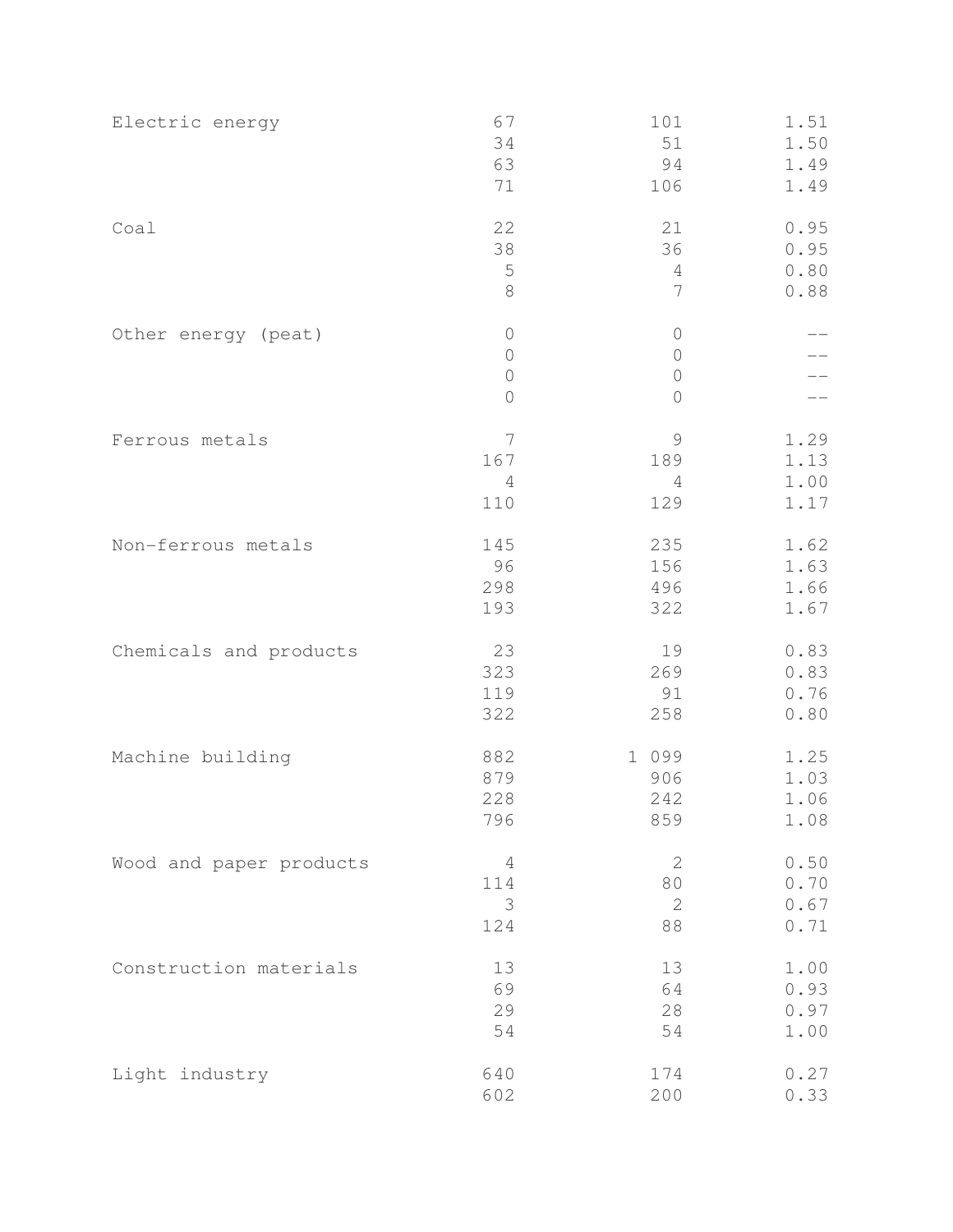| | | | |
|---|---|---|---|
| Electric energy | 67 | 101 | 1.51 |
| | 34 | 51 | 1.50 |
| | 63 | 94 | 1.49 |
| | 71 | 106 | 1.49 |
| Coal | 22 | 21 | 0.95 |
| | 38 | 36 | 0.95 |
| | 5 | 4 | 0.80 |
| | 8 | 7 | 0.88 |
| Other energy (peat) | 0 | 0 | -- |
| | 0 | 0 | -- |
| | 0 | 0 | -- |
| | 0 | 0 | -- |
| Ferrous metals | 7 | 9 | 1.29 |
| | 167 | 189 | 1.13 |
| | 4 | 4 | 1.00 |
| | 110 | 129 | 1.17 |
| Non-ferrous metals | 145 | 235 | 1.62 |
| | 96 | 156 | 1.63 |
| | 298 | 496 | 1.66 |
| | 193 | 322 | 1.67 |
| Chemicals and products | 23 | 19 | 0.83 |
| | 323 | 269 | 0.83 |
| | 119 | 91 | 0.76 |
| | 322 | 258 | 0.80 |
| Machine building | 882 | 1 099 | 1.25 |
| | 879 | 906 | 1.03 |
| | 228 | 242 | 1.06 |
| | 796 | 859 | 1.08 |
| Wood and paper products | 4 | 2 | 0.50 |
| | 114 | 80 | 0.70 |
| | 3 | 2 | 0.67 |
| | 124 | 88 | 0.71 |
| Construction materials | 13 | 13 | 1.00 |
| | 69 | 64 | 0.93 |
| | 29 | 28 | 0.97 |
| | 54 | 54 | 1.00 |
| Light industry | 640 | 174 | 0.27 |
| | 602 | 200 | 0.33 |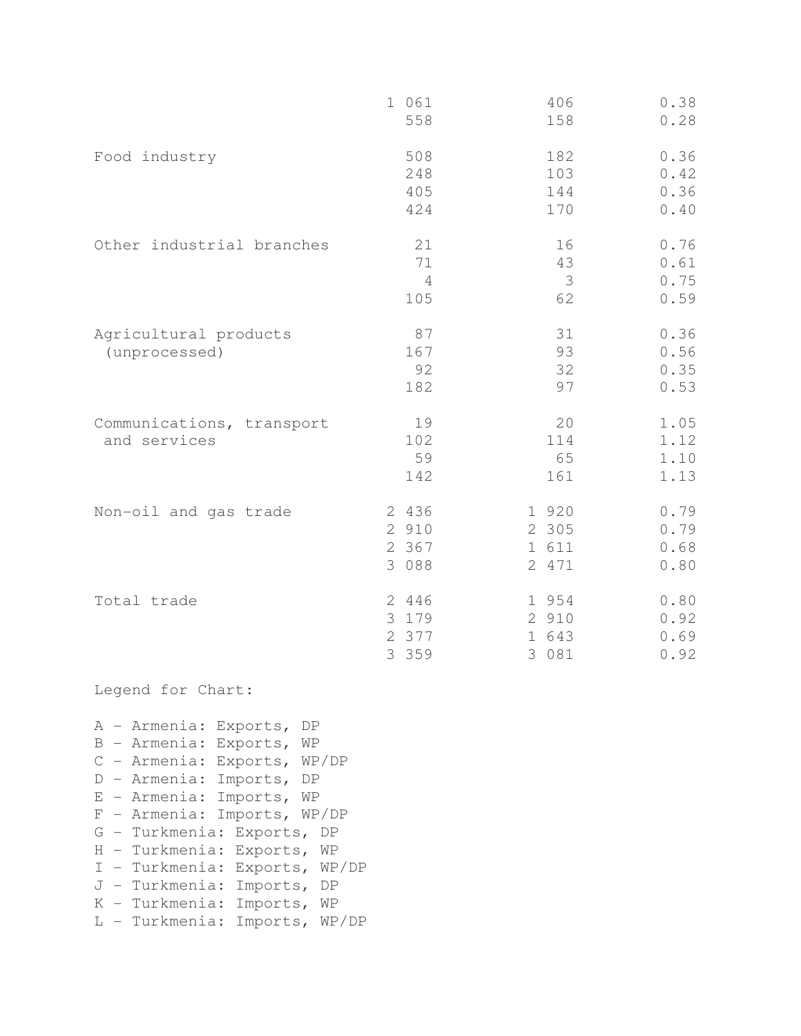| | | | |
|---|---|---|---|
| | 1 061 | 406 | 0.38 |
| | 558 | 158 | 0.28 |
| Food industry | 508 | 182 | 0.36 |
| | 248 | 103 | 0.42 |
| | 405 | 144 | 0.36 |
| | 424 | 170 | 0.40 |
| Other industrial branches | 21 | 16 | 0.76 |
| | 71 | 43 | 0.61 |
| | 4 | 3 | 0.75 |
| | 105 | 62 | 0.59 |
| Agricultural products (unprocessed) | 87 | 31 | 0.36 |
| | 167 | 93 | 0.56 |
| | 92 | 32 | 0.35 |
| | 182 | 97 | 0.53 |
| Communications, transport and services | 19 | 20 | 1.05 |
| | 102 | 114 | 1.12 |
| | 59 | 65 | 1.10 |
| | 142 | 161 | 1.13 |
| Non-oil and gas trade | 2 436 | 1 920 | 0.79 |
| | 2 910 | 2 305 | 0.79 |
| | 2 367 | 1 611 | 0.68 |
| | 3 088 | 2 471 | 0.80 |
| Total trade | 2 446 | 1 954 | 0.80 |
| | 3 179 | 2 910 | 0.92 |
| | 2 377 | 1 643 | 0.69 |
| | 3 359 | 3 081 | 0.92 |

Legend for Chart:

A - Armenia: Exports, DP
B - Armenia: Exports, WP
C - Armenia: Exports, WP/DP
D - Armenia: Imports, DP
E - Armenia: Imports, WP
F - Armenia: Imports, WP/DP
G - Turkmenia: Exports, DP
H - Turkmenia: Exports, WP
I - Turkmenia: Exports, WP/DP
J - Turkmenia: Imports, DP
K - Turkmenia: Imports, WP
L - Turkmenia: Imports, WP/DP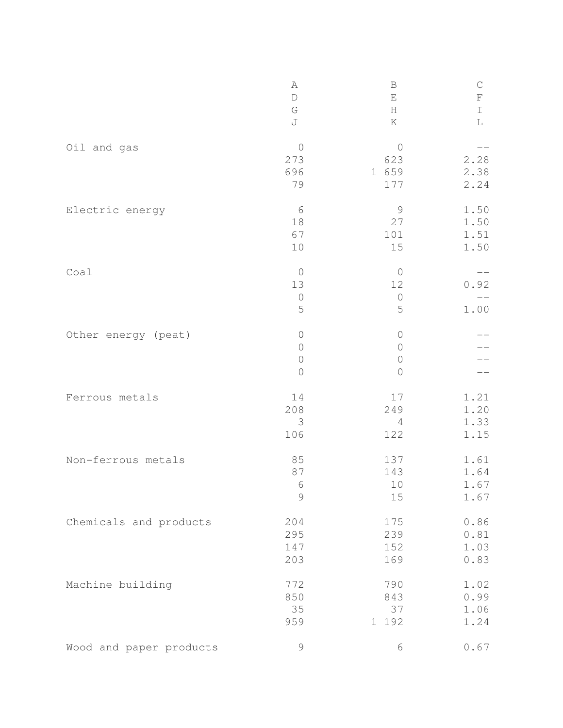| | A<br>D<br>G<br>J | B<br>E<br>H<br>K | C<br>F<br>I<br>L |
|---|---|---|---|
| Oil and gas | 0 | 0 | -- |
| | 273 | 623 | 2.28 |
| | 696 | 1 659 | 2.38 |
| | 79 | 177 | 2.24 |
| Electric energy | 6 | 9 | 1.50 |
| | 18 | 27 | 1.50 |
| | 67 | 101 | 1.51 |
| | 10 | 15 | 1.50 |
| Coal | 0 | 0 | -- |
| | 13 | 12 | 0.92 |
| | 0 | 0 | -- |
| | 5 | 5 | 1.00 |
| Other energy (peat) | 0 | 0 | -- |
| | 0 | 0 | -- |
| | 0 | 0 | -- |
| | 0 | 0 | -- |
| Ferrous metals | 14 | 17 | 1.21 |
| | 208 | 249 | 1.20 |
| | 3 | 4 | 1.33 |
| | 106 | 122 | 1.15 |
| Non-ferrous metals | 85 | 137 | 1.61 |
| | 87 | 143 | 1.64 |
| | 6 | 10 | 1.67 |
| | 9 | 15 | 1.67 |
| Chemicals and products | 204 | 175 | 0.86 |
| | 295 | 239 | 0.81 |
| | 147 | 152 | 1.03 |
| | 203 | 169 | 0.83 |
| Machine building | 772 | 790 | 1.02 |
| | 850 | 843 | 0.99 |
| | 35 | 37 | 1.06 |
| | 959 | 1 192 | 1.24 |
| Wood and paper products | 9 | 6 | 0.67 |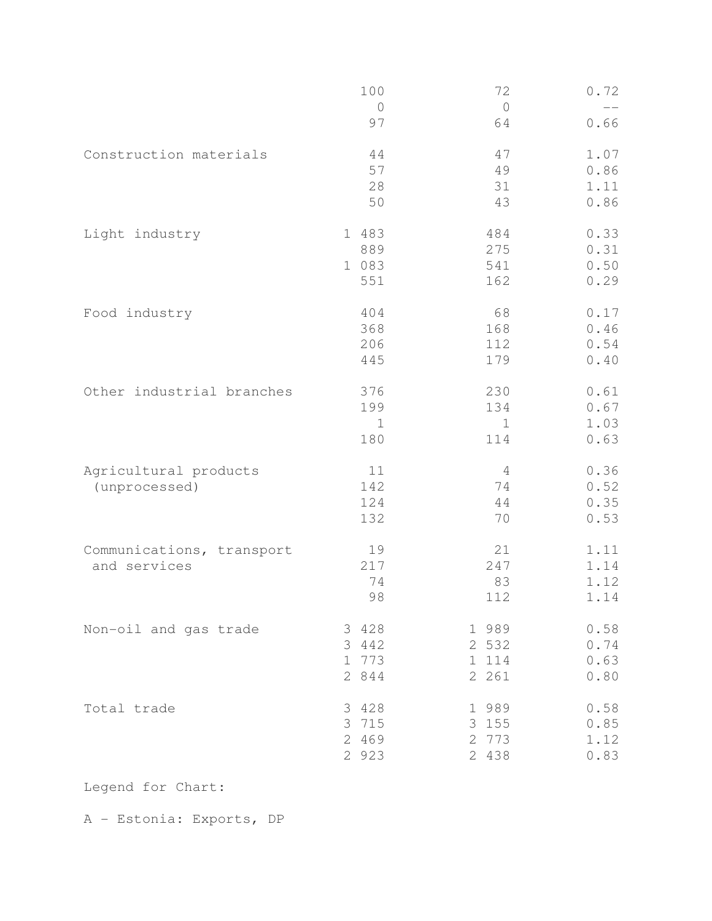|  |  |  |  |
|---|---|---|---|
|  | 100 | 72 | 0.72 |
|  | 0 | 0 | -- |
|  | 97 | 64 | 0.66 |
| Construction materials | 44 | 47 | 1.07 |
|  | 57 | 49 | 0.86 |
|  | 28 | 31 | 1.11 |
|  | 50 | 43 | 0.86 |
| Light industry | 1 483 | 484 | 0.33 |
|  | 889 | 275 | 0.31 |
|  | 1 083 | 541 | 0.50 |
|  | 551 | 162 | 0.29 |
| Food industry | 404 | 68 | 0.17 |
|  | 368 | 168 | 0.46 |
|  | 206 | 112 | 0.54 |
|  | 445 | 179 | 0.40 |
| Other industrial branches | 376 | 230 | 0.61 |
|  | 199 | 134 | 0.67 |
|  | 1 | 1 | 1.03 |
|  | 180 | 114 | 0.63 |
| Agricultural products (unprocessed) | 11 | 4 | 0.36 |
|  | 142 | 74 | 0.52 |
|  | 124 | 44 | 0.35 |
|  | 132 | 70 | 0.53 |
| Communications, transport and services | 19 | 21 | 1.11 |
|  | 217 | 247 | 1.14 |
|  | 74 | 83 | 1.12 |
|  | 98 | 112 | 1.14 |
| Non-oil and gas trade | 3 428 | 1 989 | 0.58 |
|  | 3 442 | 2 532 | 0.74 |
|  | 1 773 | 1 114 | 0.63 |
|  | 2 844 | 2 261 | 0.80 |
| Total trade | 3 428 | 1 989 | 0.58 |
|  | 3 715 | 3 155 | 0.85 |
|  | 2 469 | 2 773 | 1.12 |
|  | 2 923 | 2 438 | 0.83 |

Legend for Chart:

A - Estonia: Exports, DP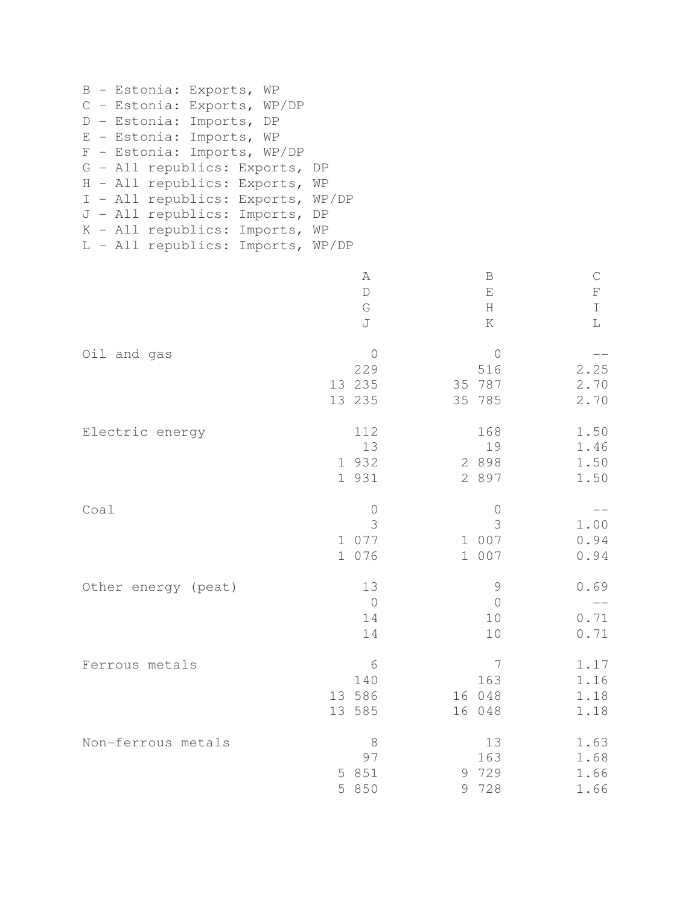B - Estonia: Exports, WP
C - Estonia: Exports, WP/DP
D - Estonia: Imports, DP
E - Estonia: Imports, WP
F - Estonia: Imports, WP/DP
G - All republics: Exports, DP
H - All republics: Exports, WP
I - All republics: Exports, WP/DP
J - All republics: Imports, DP
K - All republics: Imports, WP
L - All republics: Imports, WP/DP

| | A / D / G / J | B / E / H / K | C / F / I / L |
|---|---|---|---|
| Oil and gas | 0 | 0 | -- |
| | 229 | 516 | 2.25 |
| | 13 235 | 35 787 | 2.70 |
| | 13 235 | 35 785 | 2.70 |
| Electric energy | 112 | 168 | 1.50 |
| | 13 | 19 | 1.46 |
| | 1 932 | 2 898 | 1.50 |
| | 1 931 | 2 897 | 1.50 |
| Coal | 0 | 0 | -- |
| | 3 | 3 | 1.00 |
| | 1 077 | 1 007 | 0.94 |
| | 1 076 | 1 007 | 0.94 |
| Other energy (peat) | 13 | 9 | 0.69 |
| | 0 | 0 | -- |
| | 14 | 10 | 0.71 |
| | 14 | 10 | 0.71 |
| Ferrous metals | 6 | 7 | 1.17 |
| | 140 | 163 | 1.16 |
| | 13 586 | 16 048 | 1.18 |
| | 13 585 | 16 048 | 1.18 |
| Non-ferrous metals | 8 | 13 | 1.63 |
| | 97 | 163 | 1.68 |
| | 5 851 | 9 729 | 1.66 |
| | 5 850 | 9 728 | 1.66 |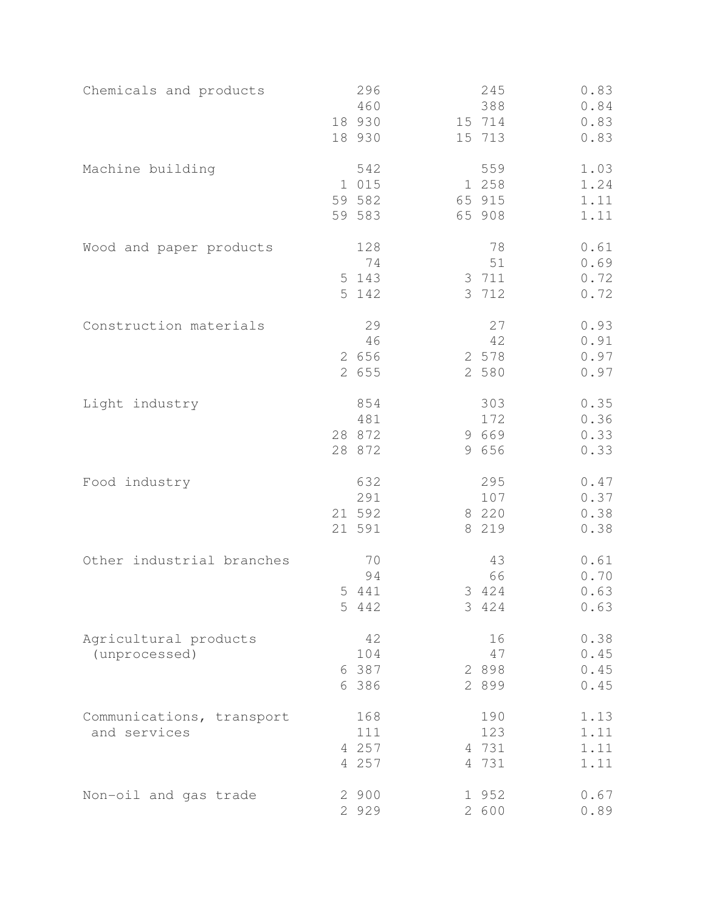| | | | |
|---|---|---|---|
| Chemicals and products | 296 | 245 | 0.83 |
| | 460 | 388 | 0.84 |
| | 18 930 | 15 714 | 0.83 |
| | 18 930 | 15 713 | 0.83 |
| Machine building | 542 | 559 | 1.03 |
| | 1 015 | 1 258 | 1.24 |
| | 59 582 | 65 915 | 1.11 |
| | 59 583 | 65 908 | 1.11 |
| Wood and paper products | 128 | 78 | 0.61 |
| | 74 | 51 | 0.69 |
| | 5 143 | 3 711 | 0.72 |
| | 5 142 | 3 712 | 0.72 |
| Construction materials | 29 | 27 | 0.93 |
| | 46 | 42 | 0.91 |
| | 2 656 | 2 578 | 0.97 |
| | 2 655 | 2 580 | 0.97 |
| Light industry | 854 | 303 | 0.35 |
| | 481 | 172 | 0.36 |
| | 28 872 | 9 669 | 0.33 |
| | 28 872 | 9 656 | 0.33 |
| Food industry | 632 | 295 | 0.47 |
| | 291 | 107 | 0.37 |
| | 21 592 | 8 220 | 0.38 |
| | 21 591 | 8 219 | 0.38 |
| Other industrial branches | 70 | 43 | 0.61 |
| | 94 | 66 | 0.70 |
| | 5 441 | 3 424 | 0.63 |
| | 5 442 | 3 424 | 0.63 |
| Agricultural products (unprocessed) | 42 | 16 | 0.38 |
| | 104 | 47 | 0.45 |
| | 6 387 | 2 898 | 0.45 |
| | 6 386 | 2 899 | 0.45 |
| Communications, transport and services | 168 | 190 | 1.13 |
| | 111 | 123 | 1.11 |
| | 4 257 | 4 731 | 1.11 |
| | 4 257 | 4 731 | 1.11 |
| Non-oil and gas trade | 2 900 | 1 952 | 0.67 |
| | 2 929 | 2 600 | 0.89 |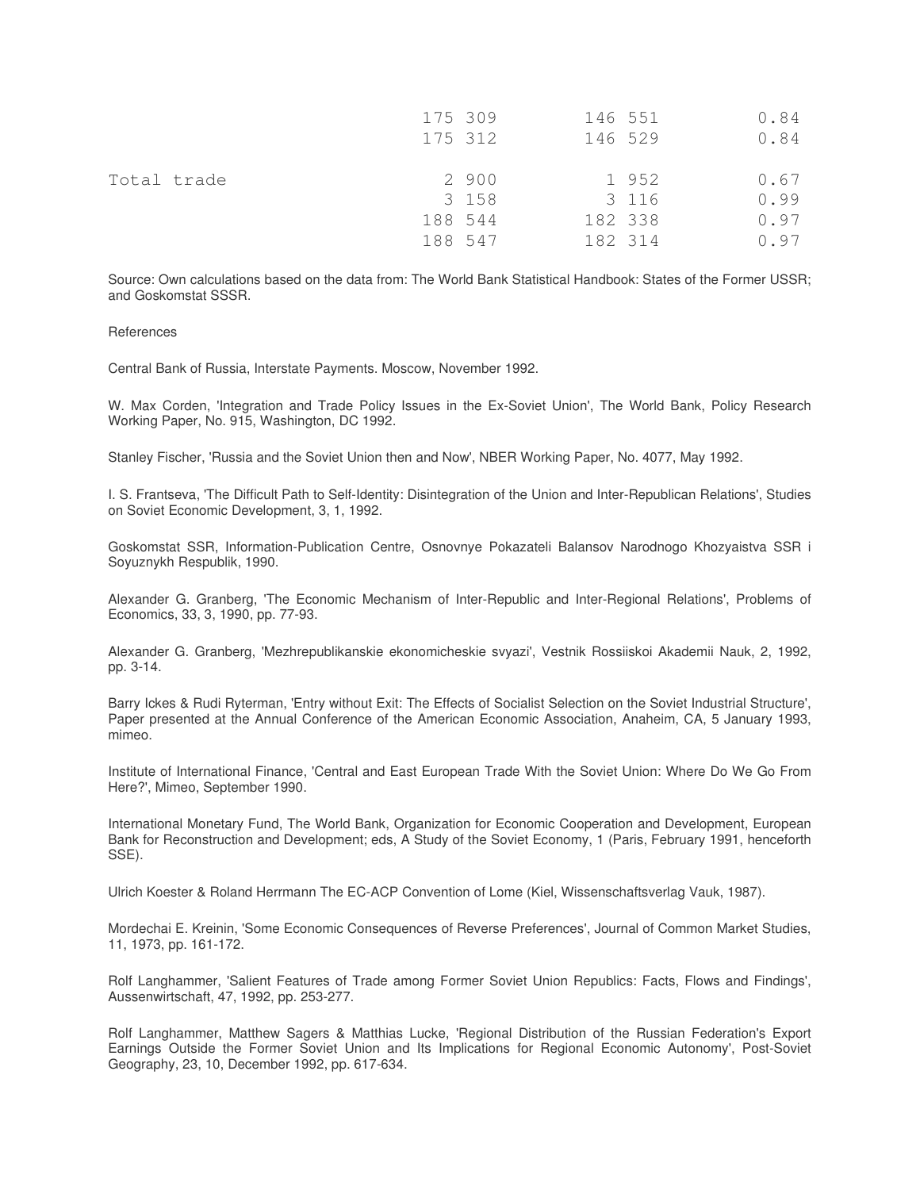| | | | |
|---|---|---|---|
| | 175 309 | 146 551 | 0.84 |
| | 175 312 | 146 529 | 0.84 |
| Total trade | 2 900 | 1 952 | 0.67 |
| | 3 158 | 3 116 | 0.99 |
| | 188 544 | 182 338 | 0.97 |
| | 188 547 | 182 314 | 0.97 |

Source: Own calculations based on the data from: The World Bank Statistical Handbook: States of the Former USSR; and Goskomstat SSSR.

References

Central Bank of Russia, Interstate Payments. Moscow, November 1992.

W. Max Corden, 'Integration and Trade Policy Issues in the Ex-Soviet Union', The World Bank, Policy Research Working Paper, No. 915, Washington, DC 1992.

Stanley Fischer, 'Russia and the Soviet Union then and Now', NBER Working Paper, No. 4077, May 1992.

I. S. Frantseva, 'The Difficult Path to Self-Identity: Disintegration of the Union and Inter-Republican Relations', Studies on Soviet Economic Development, 3, 1, 1992.

Goskomstat SSR, Information-Publication Centre, Osnovnye Pokazateli Balansov Narodnogo Khozyaistva SSR i Soyuznykh Respublik, 1990.

Alexander G. Granberg, 'The Economic Mechanism of Inter-Republic and Inter-Regional Relations', Problems of Economics, 33, 3, 1990, pp. 77-93.

Alexander G. Granberg, 'Mezhrepublikanskie ekonomicheskie svyazi', Vestnik Rossiiskoi Akademii Nauk, 2, 1992, pp. 3-14.

Barry Ickes & Rudi Ryterman, 'Entry without Exit: The Effects of Socialist Selection on the Soviet Industrial Structure', Paper presented at the Annual Conference of the American Economic Association, Anaheim, CA, 5 January 1993, mimeo.

Institute of International Finance, 'Central and East European Trade With the Soviet Union: Where Do We Go From Here?', Mimeo, September 1990.

International Monetary Fund, The World Bank, Organization for Economic Cooperation and Development, European Bank for Reconstruction and Development; eds, A Study of the Soviet Economy, 1 (Paris, February 1991, henceforth SSE).

Ulrich Koester & Roland Herrmann The EC-ACP Convention of Lome (Kiel, Wissenschaftsverlag Vauk, 1987).

Mordechai E. Kreinin, 'Some Economic Consequences of Reverse Preferences', Journal of Common Market Studies, 11, 1973, pp. 161-172.

Rolf Langhammer, 'Salient Features of Trade among Former Soviet Union Republics: Facts, Flows and Findings', Aussenwirtschaft, 47, 1992, pp. 253-277.

Rolf Langhammer, Matthew Sagers & Matthias Lucke, 'Regional Distribution of the Russian Federation's Export Earnings Outside the Former Soviet Union and Its Implications for Regional Economic Autonomy', Post-Soviet Geography, 23, 10, December 1992, pp. 617-634.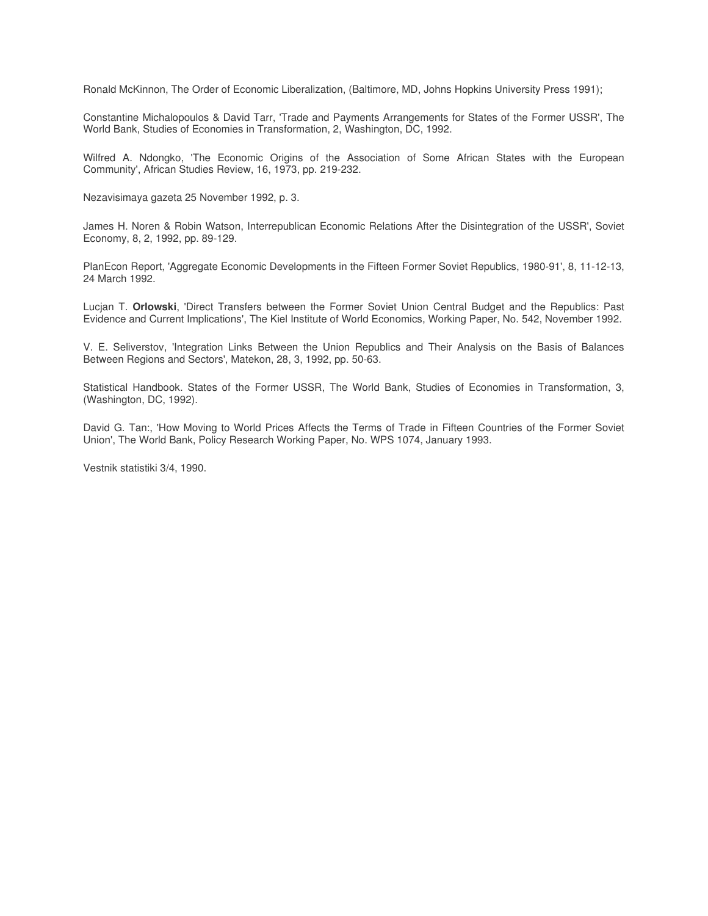Ronald McKinnon, The Order of Economic Liberalization, (Baltimore, MD, Johns Hopkins University Press 1991);

Constantine Michalopoulos & David Tarr, 'Trade and Payments Arrangements for States of the Former USSR', The World Bank, Studies of Economies in Transformation, 2, Washington, DC, 1992.

Wilfred A. Ndongko, 'The Economic Origins of the Association of Some African States with the European Community', African Studies Review, 16, 1973, pp. 219-232.

Nezavisimaya gazeta 25 November 1992, p. 3.

James H. Noren & Robin Watson, Interrepublican Economic Relations After the Disintegration of the USSR', Soviet Economy, 8, 2, 1992, pp. 89-129.

PlanEcon Report, 'Aggregate Economic Developments in the Fifteen Former Soviet Republics, 1980-91', 8, 11-12-13, 24 March 1992.

Lucjan T. **Orlowski**, 'Direct Transfers between the Former Soviet Union Central Budget and the Republics: Past Evidence and Current Implications', The Kiel Institute of World Economics, Working Paper, No. 542, November 1992.

V. E. Seliverstov, 'Integration Links Between the Union Republics and Their Analysis on the Basis of Balances Between Regions and Sectors', Matekon, 28, 3, 1992, pp. 50-63.

Statistical Handbook. States of the Former USSR, The World Bank, Studies of Economies in Transformation, 3, (Washington, DC, 1992).

David G. Tan:, 'How Moving to World Prices Affects the Terms of Trade in Fifteen Countries of the Former Soviet Union', The World Bank, Policy Research Working Paper, No. WPS 1074, January 1993.

Vestnik statistiki 3/4, 1990.